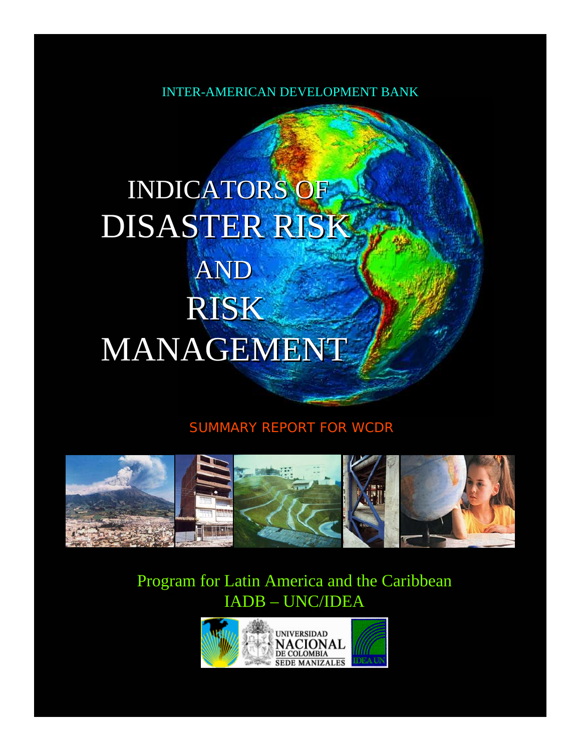INTER-AMERICAN DEVELOPMENT BANK

# INDICATORS OF DISASTER RISK AND RISK MANAGEMENT

SUMMARY REPORT FOR WCDR

Program for Latin America and the Caribbean

IADB – UNC/IDEA

UNIVERSIDAD NACIONAL DE COLOMBIA SEDE MANIZALES

IDEA UN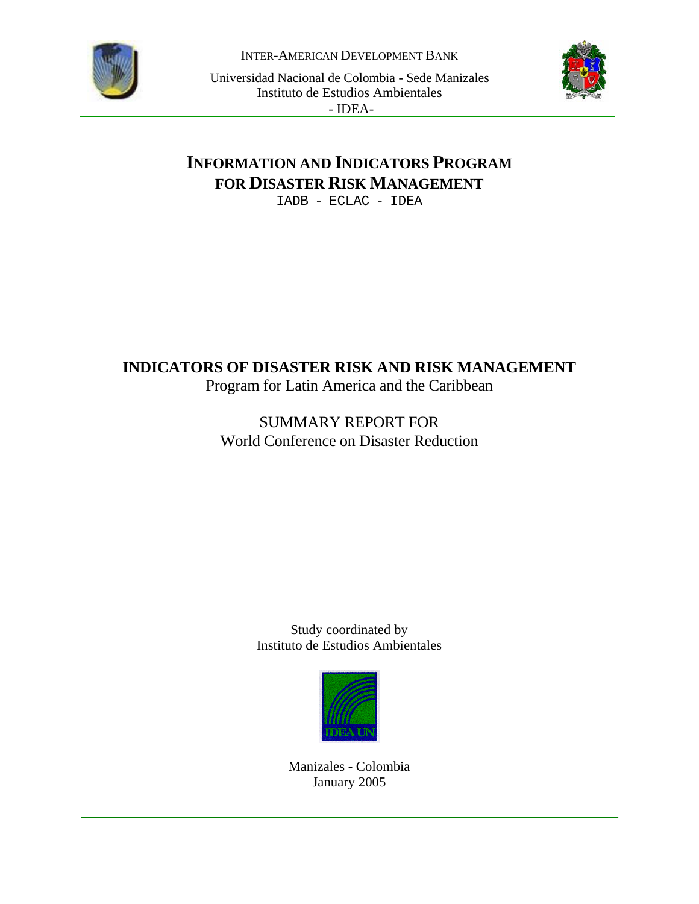INTER-AMERICAN DEVELOPMENT BANK

Universidad Nacional de Colombia - Sede Manizales
Instituto de Estudios Ambientales
- IDEA-

# INFORMATION AND INDICATORS PROGRAM FOR DISASTER RISK MANAGEMENT

IADB - ECLAC - IDEA

# INDICATORS OF DISASTER RISK AND RISK MANAGEMENT

Program for Latin America and the Caribbean

SUMMARY REPORT FOR
World Conference on Disaster Reduction

Study coordinated by
Instituto de Estudios Ambientales

IDEA UN

Manizales - Colombia
January 2005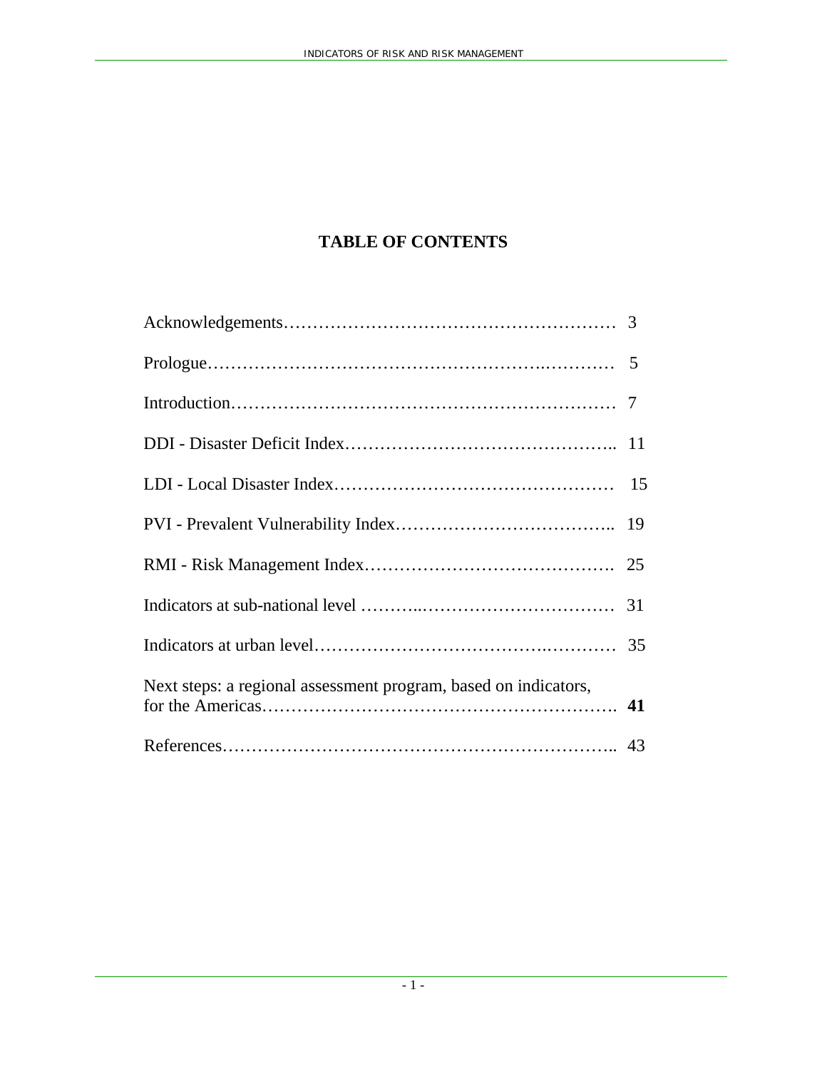# TABLE OF CONTENTS

| | |
|---|---|
| Acknowledgements | 3 |
| Prologue | 5 |
| Introduction | 7 |
| DDI - Disaster Deficit Index | 11 |
| LDI - Local Disaster Index | 15 |
| PVI - Prevalent Vulnerability Index | 19 |
| RMI - Risk Management Index | 25 |
| Indicators at sub-national level | 31 |
| Indicators at urban level | 35 |
| Next steps: a regional assessment program, based on indicators, for the Americas | **41** |
| References | 43 |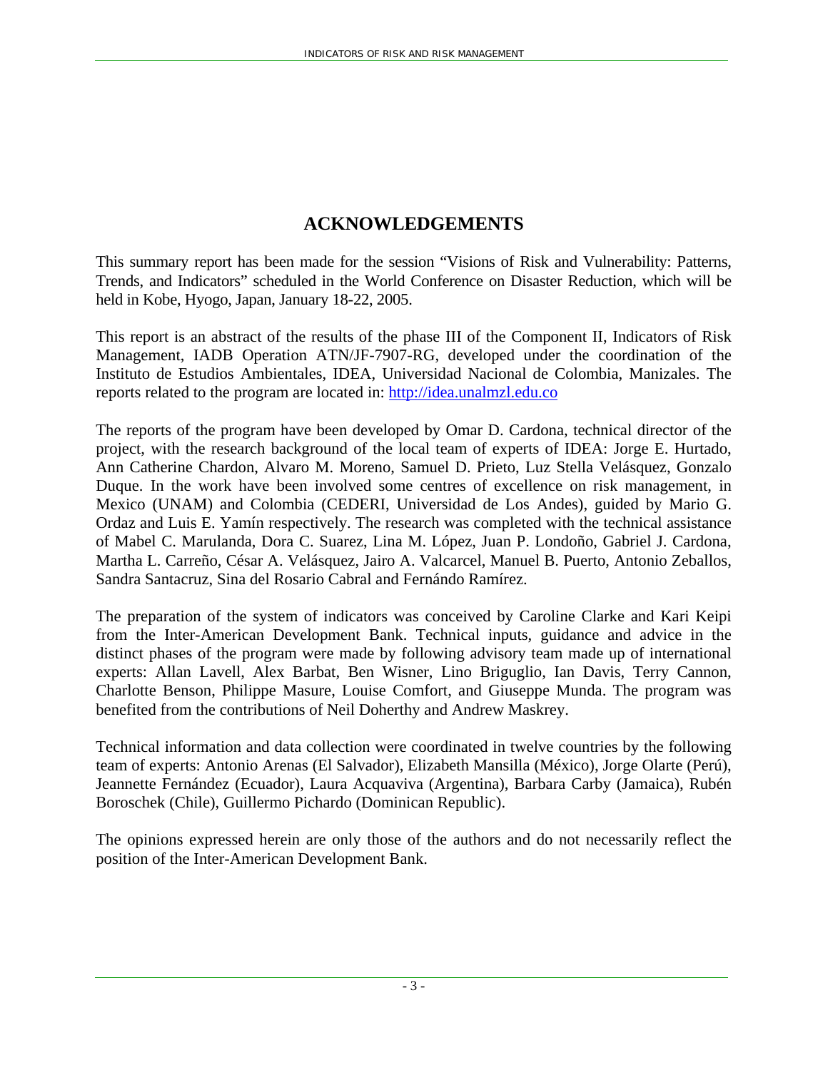# ACKNOWLEDGEMENTS

This summary report has been made for the session "Visions of Risk and Vulnerability: Patterns, Trends, and Indicators" scheduled in the World Conference on Disaster Reduction, which will be held in Kobe, Hyogo, Japan, January 18-22, 2005.

This report is an abstract of the results of the phase III of the Component II, Indicators of Risk Management, IADB Operation ATN/JF-7907-RG, developed under the coordination of the Instituto de Estudios Ambientales, IDEA, Universidad Nacional de Colombia, Manizales. The reports related to the program are located in: [http://idea.unalmzl.edu.co](http://idea.unalmzl.edu.co)

The reports of the program have been developed by Omar D. Cardona, technical director of the project, with the research background of the local team of experts of IDEA: Jorge E. Hurtado, Ann Catherine Chardon, Alvaro M. Moreno, Samuel D. Prieto, Luz Stella Velásquez, Gonzalo Duque. In the work have been involved some centres of excellence on risk management, in Mexico (UNAM) and Colombia (CEDERI, Universidad de Los Andes), guided by Mario G. Ordaz and Luis E. Yamín respectively. The research was completed with the technical assistance of Mabel C. Marulanda, Dora C. Suarez, Lina M. López, Juan P. Londoño, Gabriel J. Cardona, Martha L. Carreño, César A. Velásquez, Jairo A. Valcarcel, Manuel B. Puerto, Antonio Zeballos, Sandra Santacruz, Sina del Rosario Cabral and Fernándo Ramírez.

The preparation of the system of indicators was conceived by Caroline Clarke and Kari Keipi from the Inter-American Development Bank. Technical inputs, guidance and advice in the distinct phases of the program were made by following advisory team made up of international experts: Allan Lavell, Alex Barbat, Ben Wisner, Lino Briguglio, Ian Davis, Terry Cannon, Charlotte Benson, Philippe Masure, Louise Comfort, and Giuseppe Munda. The program was benefited from the contributions of Neil Doherthy and Andrew Maskrey.

Technical information and data collection were coordinated in twelve countries by the following team of experts: Antonio Arenas (El Salvador), Elizabeth Mansilla (México), Jorge Olarte (Perú), Jeannette Fernández (Ecuador), Laura Acquaviva (Argentina), Barbara Carby (Jamaica), Rubén Boroschek (Chile), Guillermo Pichardo (Dominican Republic).

The opinions expressed herein are only those of the authors and do not necessarily reflect the position of the Inter-American Development Bank.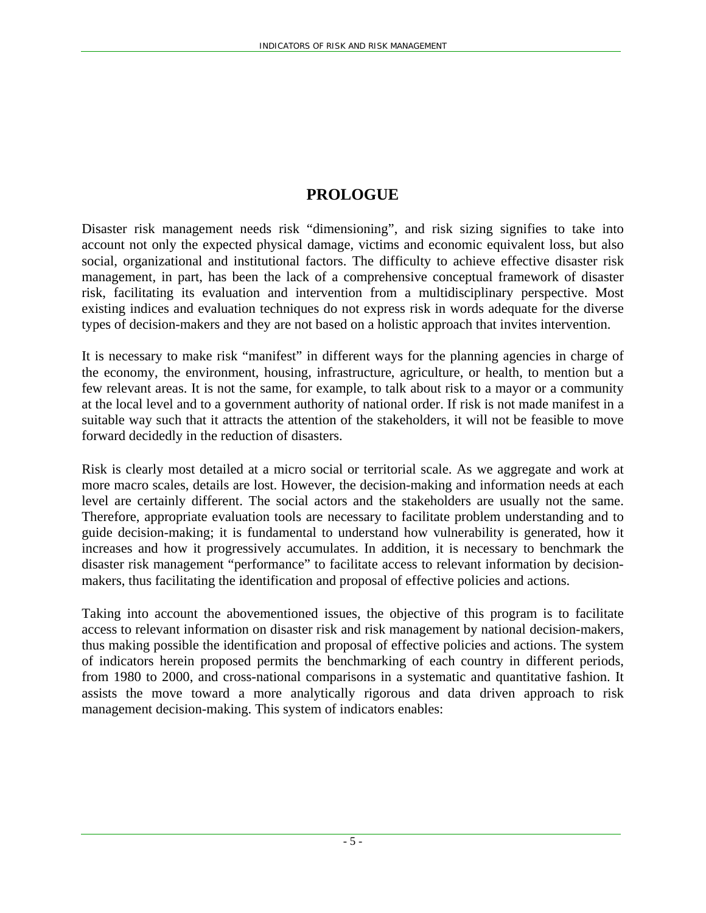# PROLOGUE

Disaster risk management needs risk "dimensioning", and risk sizing signifies to take into account not only the expected physical damage, victims and economic equivalent loss, but also social, organizational and institutional factors. The difficulty to achieve effective disaster risk management, in part, has been the lack of a comprehensive conceptual framework of disaster risk, facilitating its evaluation and intervention from a multidisciplinary perspective. Most existing indices and evaluation techniques do not express risk in words adequate for the diverse types of decision-makers and they are not based on a holistic approach that invites intervention.

It is necessary to make risk "manifest" in different ways for the planning agencies in charge of the economy, the environment, housing, infrastructure, agriculture, or health, to mention but a few relevant areas. It is not the same, for example, to talk about risk to a mayor or a community at the local level and to a government authority of national order. If risk is not made manifest in a suitable way such that it attracts the attention of the stakeholders, it will not be feasible to move forward decidedly in the reduction of disasters.

Risk is clearly most detailed at a micro social or territorial scale. As we aggregate and work at more macro scales, details are lost. However, the decision-making and information needs at each level are certainly different. The social actors and the stakeholders are usually not the same. Therefore, appropriate evaluation tools are necessary to facilitate problem understanding and to guide decision-making; it is fundamental to understand how vulnerability is generated, how it increases and how it progressively accumulates. In addition, it is necessary to benchmark the disaster risk management "performance" to facilitate access to relevant information by decision-makers, thus facilitating the identification and proposal of effective policies and actions.

Taking into account the abovementioned issues, the objective of this program is to facilitate access to relevant information on disaster risk and risk management by national decision-makers, thus making possible the identification and proposal of effective policies and actions. The system of indicators herein proposed permits the benchmarking of each country in different periods, from 1980 to 2000, and cross-national comparisons in a systematic and quantitative fashion. It assists the move toward a more analytically rigorous and data driven approach to risk management decision-making. This system of indicators enables: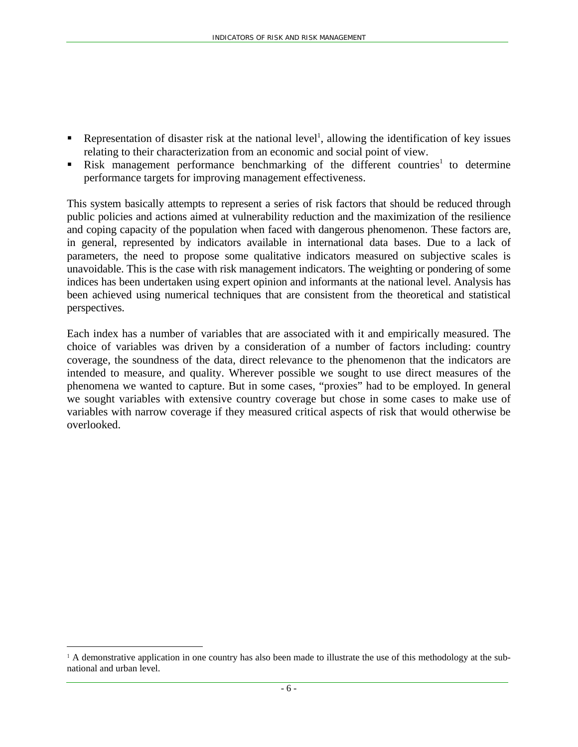- Representation of disaster risk at the national level[1], allowing the identification of key issues relating to their characterization from an economic and social point of view.
- Risk management performance benchmarking of the different countries[1] to determine performance targets for improving management effectiveness.

This system basically attempts to represent a series of risk factors that should be reduced through public policies and actions aimed at vulnerability reduction and the maximization of the resilience and coping capacity of the population when faced with dangerous phenomenon. These factors are, in general, represented by indicators available in international data bases. Due to a lack of parameters, the need to propose some qualitative indicators measured on subjective scales is unavoidable. This is the case with risk management indicators. The weighting or pondering of some indices has been undertaken using expert opinion and informants at the national level. Analysis has been achieved using numerical techniques that are consistent from the theoretical and statistical perspectives.

Each index has a number of variables that are associated with it and empirically measured. The choice of variables was driven by a consideration of a number of factors including: country coverage, the soundness of the data, direct relevance to the phenomenon that the indicators are intended to measure, and quality. Wherever possible we sought to use direct measures of the phenomena we wanted to capture. But in some cases, "proxies" had to be employed. In general we sought variables with extensive country coverage but chose in some cases to make use of variables with narrow coverage if they measured critical aspects of risk that would otherwise be overlooked.

[1] A demonstrative application in one country has also been made to illustrate the use of this methodology at the sub-national and urban level.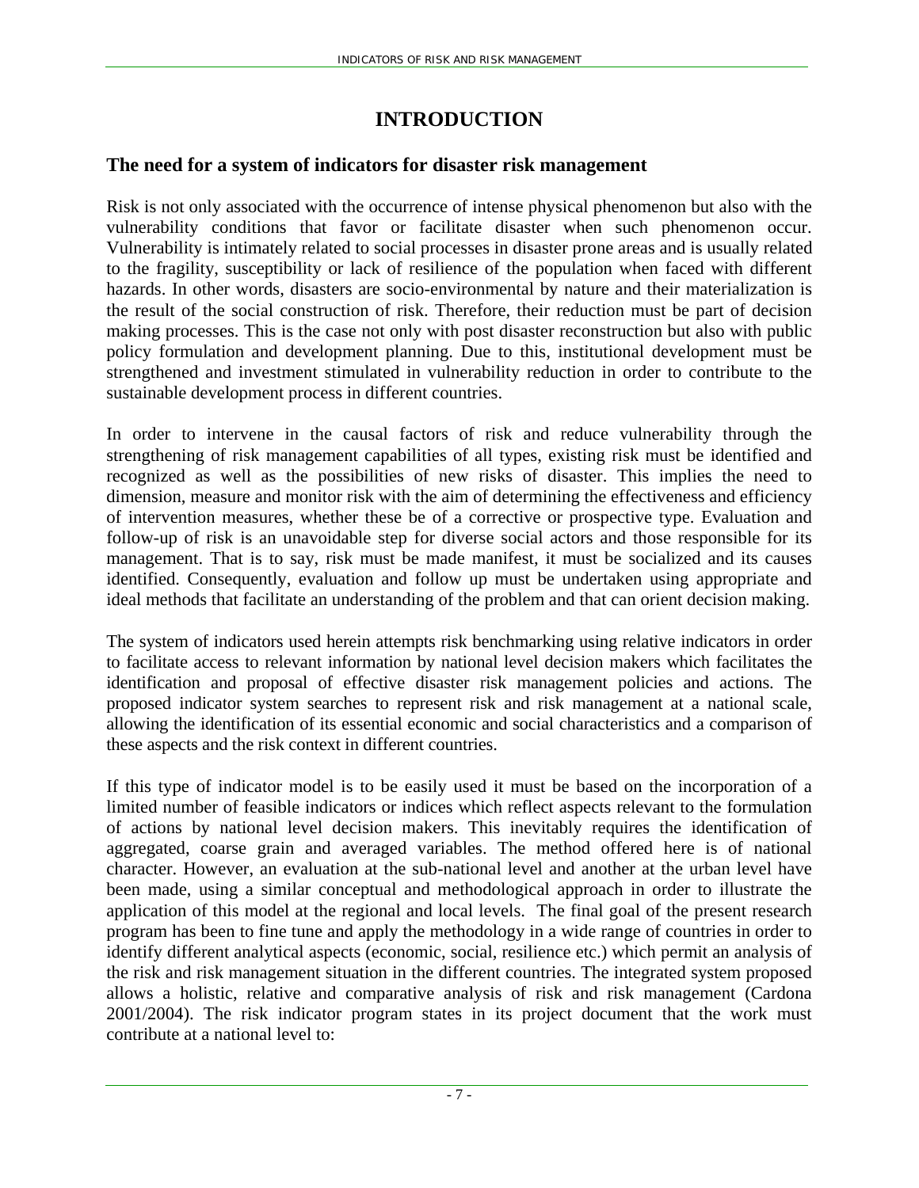# INTRODUCTION

## The need for a system of indicators for disaster risk management

Risk is not only associated with the occurrence of intense physical phenomenon but also with the vulnerability conditions that favor or facilitate disaster when such phenomenon occur. Vulnerability is intimately related to social processes in disaster prone areas and is usually related to the fragility, susceptibility or lack of resilience of the population when faced with different hazards. In other words, disasters are socio-environmental by nature and their materialization is the result of the social construction of risk. Therefore, their reduction must be part of decision making processes. This is the case not only with post disaster reconstruction but also with public policy formulation and development planning. Due to this, institutional development must be strengthened and investment stimulated in vulnerability reduction in order to contribute to the sustainable development process in different countries.

In order to intervene in the causal factors of risk and reduce vulnerability through the strengthening of risk management capabilities of all types, existing risk must be identified and recognized as well as the possibilities of new risks of disaster. This implies the need to dimension, measure and monitor risk with the aim of determining the effectiveness and efficiency of intervention measures, whether these be of a corrective or prospective type. Evaluation and follow-up of risk is an unavoidable step for diverse social actors and those responsible for its management. That is to say, risk must be made manifest, it must be socialized and its causes identified. Consequently, evaluation and follow up must be undertaken using appropriate and ideal methods that facilitate an understanding of the problem and that can orient decision making.

The system of indicators used herein attempts risk benchmarking using relative indicators in order to facilitate access to relevant information by national level decision makers which facilitates the identification and proposal of effective disaster risk management policies and actions. The proposed indicator system searches to represent risk and risk management at a national scale, allowing the identification of its essential economic and social characteristics and a comparison of these aspects and the risk context in different countries.

If this type of indicator model is to be easily used it must be based on the incorporation of a limited number of feasible indicators or indices which reflect aspects relevant to the formulation of actions by national level decision makers. This inevitably requires the identification of aggregated, coarse grain and averaged variables. The method offered here is of national character. However, an evaluation at the sub-national level and another at the urban level have been made, using a similar conceptual and methodological approach in order to illustrate the application of this model at the regional and local levels. The final goal of the present research program has been to fine tune and apply the methodology in a wide range of countries in order to identify different analytical aspects (economic, social, resilience etc.) which permit an analysis of the risk and risk management situation in the different countries. The integrated system proposed allows a holistic, relative and comparative analysis of risk and risk management (Cardona 2001/2004). The risk indicator program states in its project document that the work must contribute at a national level to: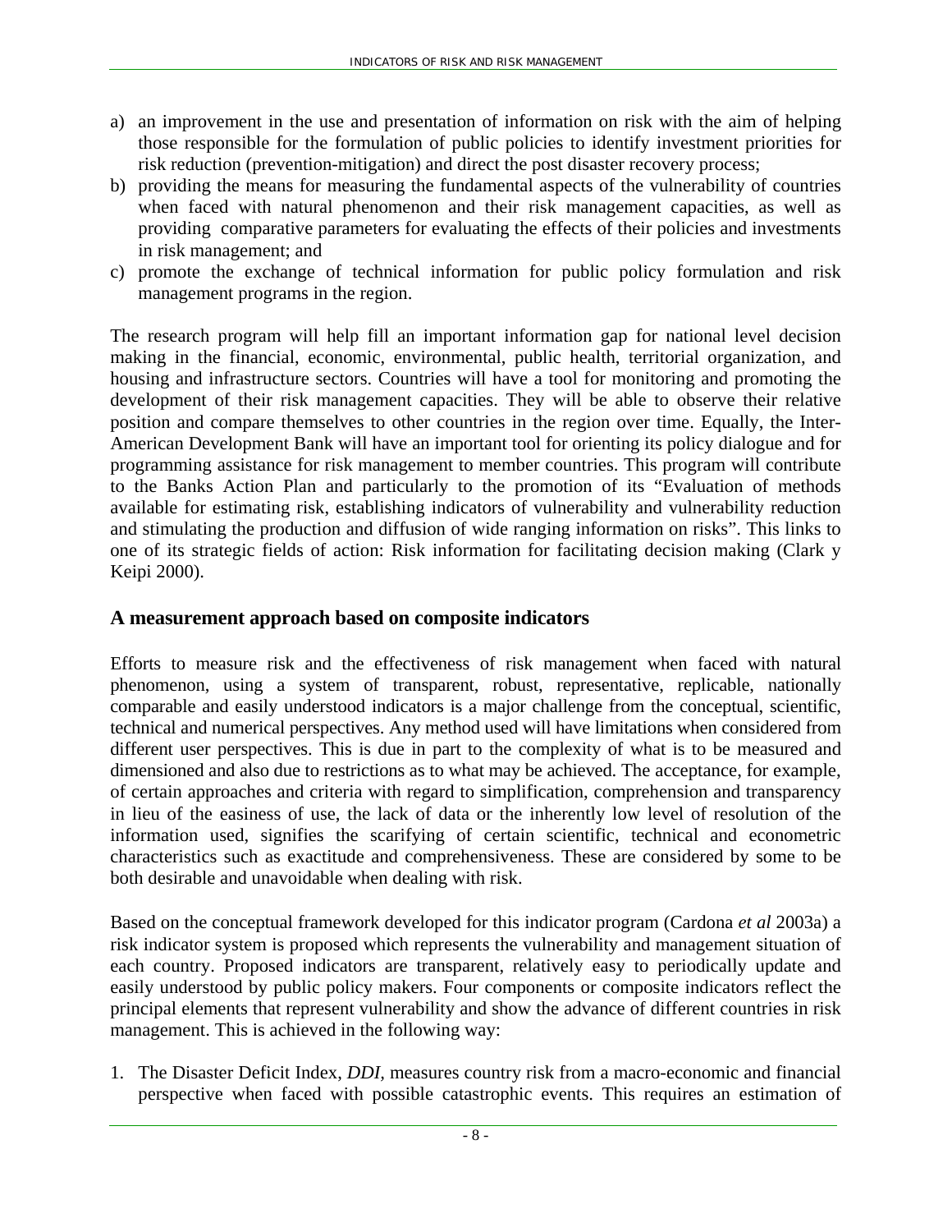a) an improvement in the use and presentation of information on risk with the aim of helping those responsible for the formulation of public policies to identify investment priorities for risk reduction (prevention-mitigation) and direct the post disaster recovery process;
b) providing the means for measuring the fundamental aspects of the vulnerability of countries when faced with natural phenomenon and their risk management capacities, as well as providing comparative parameters for evaluating the effects of their policies and investments in risk management; and
c) promote the exchange of technical information for public policy formulation and risk management programs in the region.

The research program will help fill an important information gap for national level decision making in the financial, economic, environmental, public health, territorial organization, and housing and infrastructure sectors. Countries will have a tool for monitoring and promoting the development of their risk management capacities. They will be able to observe their relative position and compare themselves to other countries in the region over time. Equally, the Inter-American Development Bank will have an important tool for orienting its policy dialogue and for programming assistance for risk management to member countries. This program will contribute to the Banks Action Plan and particularly to the promotion of its "Evaluation of methods available for estimating risk, establishing indicators of vulnerability and vulnerability reduction and stimulating the production and diffusion of wide ranging information on risks". This links to one of its strategic fields of action: Risk information for facilitating decision making (Clark y Keipi 2000).

## A measurement approach based on composite indicators

Efforts to measure risk and the effectiveness of risk management when faced with natural phenomenon, using a system of transparent, robust, representative, replicable, nationally comparable and easily understood indicators is a major challenge from the conceptual, scientific, technical and numerical perspectives. Any method used will have limitations when considered from different user perspectives. This is due in part to the complexity of what is to be measured and dimensioned and also due to restrictions as to what may be achieved. The acceptance, for example, of certain approaches and criteria with regard to simplification, comprehension and transparency in lieu of the easiness of use, the lack of data or the inherently low level of resolution of the information used, signifies the scarifying of certain scientific, technical and econometric characteristics such as exactitude and comprehensiveness. These are considered by some to be both desirable and unavoidable when dealing with risk.

Based on the conceptual framework developed for this indicator program (Cardona *et al* 2003a) a risk indicator system is proposed which represents the vulnerability and management situation of each country. Proposed indicators are transparent, relatively easy to periodically update and easily understood by public policy makers. Four components or composite indicators reflect the principal elements that represent vulnerability and show the advance of different countries in risk management. This is achieved in the following way:

1. The Disaster Deficit Index, *DDI*, measures country risk from a macro-economic and financial perspective when faced with possible catastrophic events. This requires an estimation of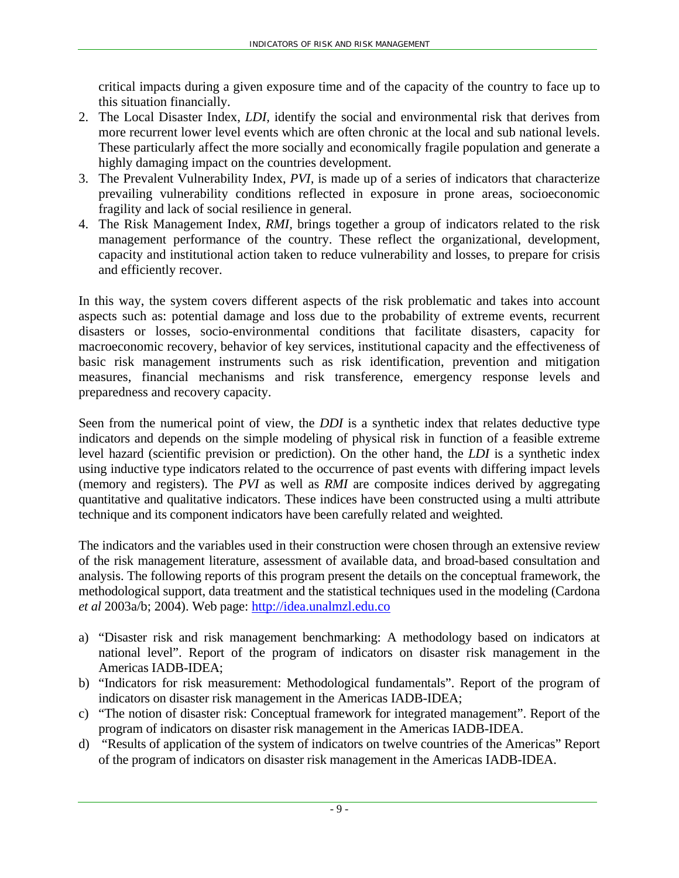critical impacts during a given exposure time and of the capacity of the country to face up to this situation financially.

2. The Local Disaster Index, *LDI,* identify the social and environmental risk that derives from more recurrent lower level events which are often chronic at the local and sub national levels. These particularly affect the more socially and economically fragile population and generate a highly damaging impact on the countries development.
3. The Prevalent Vulnerability Index, *PVI,* is made up of a series of indicators that characterize prevailing vulnerability conditions reflected in exposure in prone areas, socioeconomic fragility and lack of social resilience in general.
4. The Risk Management Index, *RMI*, brings together a group of indicators related to the risk management performance of the country. These reflect the organizational, development, capacity and institutional action taken to reduce vulnerability and losses, to prepare for crisis and efficiently recover.

In this way, the system covers different aspects of the risk problematic and takes into account aspects such as: potential damage and loss due to the probability of extreme events, recurrent disasters or losses, socio-environmental conditions that facilitate disasters, capacity for macroeconomic recovery, behavior of key services, institutional capacity and the effectiveness of basic risk management instruments such as risk identification, prevention and mitigation measures, financial mechanisms and risk transference, emergency response levels and preparedness and recovery capacity.

Seen from the numerical point of view, the *DDI* is a synthetic index that relates deductive type indicators and depends on the simple modeling of physical risk in function of a feasible extreme level hazard (scientific prevision or prediction). On the other hand, the *LDI* is a synthetic index using inductive type indicators related to the occurrence of past events with differing impact levels (memory and registers). The *PVI* as well as *RMI* are composite indices derived by aggregating quantitative and qualitative indicators. These indices have been constructed using a multi attribute technique and its component indicators have been carefully related and weighted.

The indicators and the variables used in their construction were chosen through an extensive review of the risk management literature, assessment of available data, and broad-based consultation and analysis. The following reports of this program present the details on the conceptual framework, the methodological support, data treatment and the statistical techniques used in the modeling (Cardona *et al* 2003a/b; 2004). Web page: http://idea.unalmzl.edu.co

a) "Disaster risk and risk management benchmarking: A methodology based on indicators at national level". Report of the program of indicators on disaster risk management in the Americas IADB-IDEA;
b) "Indicators for risk measurement: Methodological fundamentals". Report of the program of indicators on disaster risk management in the Americas IADB-IDEA;
c) "The notion of disaster risk: Conceptual framework for integrated management". Report of the program of indicators on disaster risk management in the Americas IADB-IDEA.
d) "Results of application of the system of indicators on twelve countries of the Americas" Report of the program of indicators on disaster risk management in the Americas IADB-IDEA.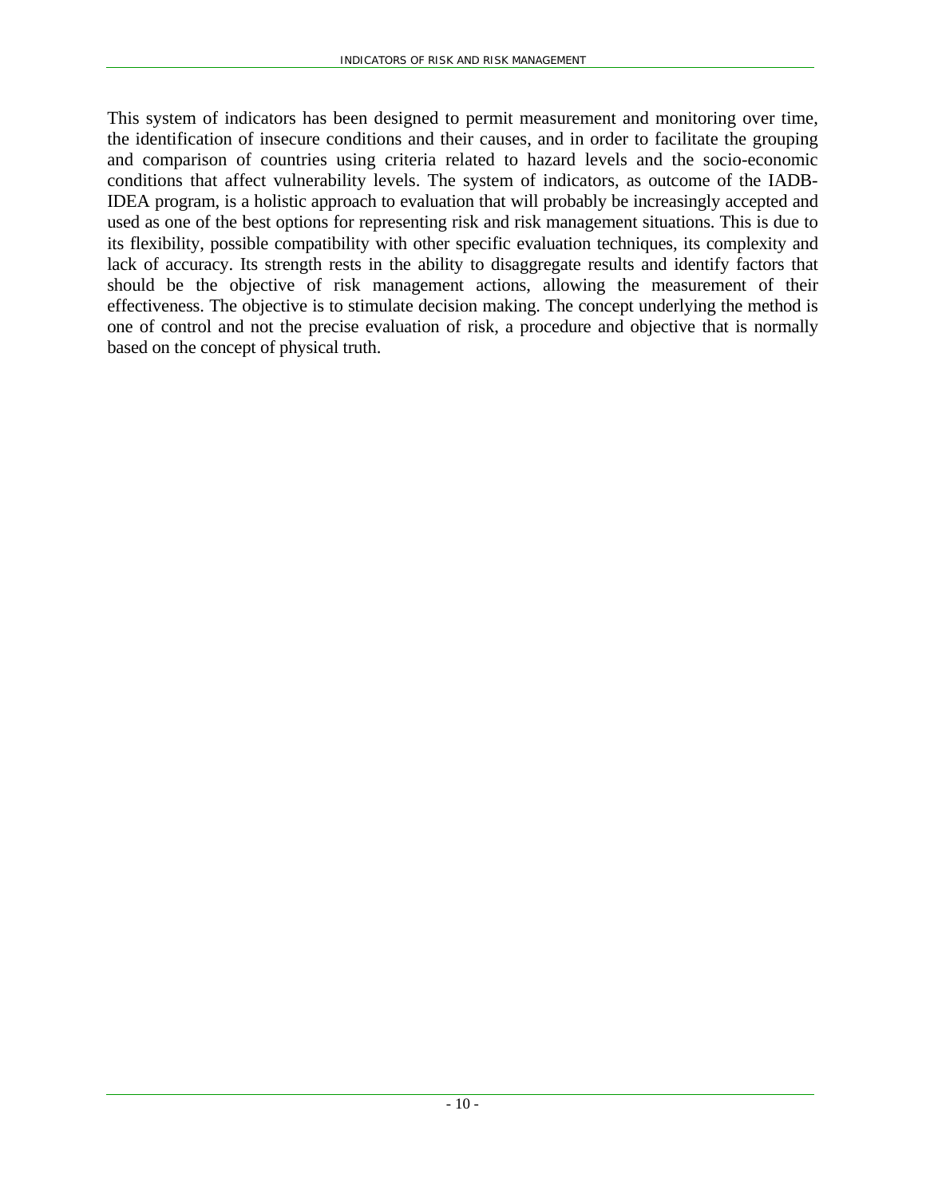This system of indicators has been designed to permit measurement and monitoring over time, the identification of insecure conditions and their causes, and in order to facilitate the grouping and comparison of countries using criteria related to hazard levels and the socio-economic conditions that affect vulnerability levels. The system of indicators, as outcome of the IADB-IDEA program, is a holistic approach to evaluation that will probably be increasingly accepted and used as one of the best options for representing risk and risk management situations. This is due to its flexibility, possible compatibility with other specific evaluation techniques, its complexity and lack of accuracy. Its strength rests in the ability to disaggregate results and identify factors that should be the objective of risk management actions, allowing the measurement of their effectiveness. The objective is to stimulate decision making. The concept underlying the method is one of control and not the precise evaluation of risk, a procedure and objective that is normally based on the concept of physical truth.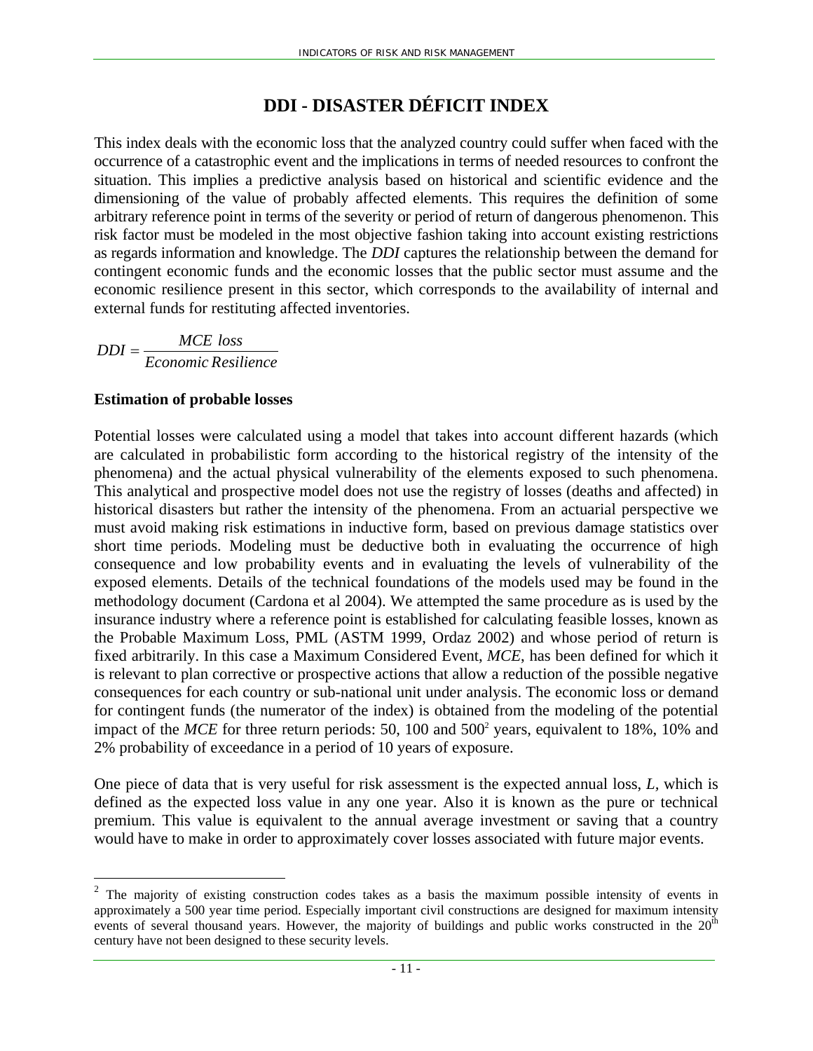# DDI - DISASTER DÉFICIT INDEX

This index deals with the economic loss that the analyzed country could suffer when faced with the occurrence of a catastrophic event and the implications in terms of needed resources to confront the situation. This implies a predictive analysis based on historical and scientific evidence and the dimensioning of the value of probably affected elements. This requires the definition of some arbitrary reference point in terms of the severity or period of return of dangerous phenomenon. This risk factor must be modeled in the most objective fashion taking into account existing restrictions as regards information and knowledge. The *DDI* captures the relationship between the demand for contingent economic funds and the economic losses that the public sector must assume and the economic resilience present in this sector, which corresponds to the availability of internal and external funds for restituting affected inventories.

$$DDI = \frac{MCE\ loss}{Economic\ Resilience}$$

## Estimation of probable losses

Potential losses were calculated using a model that takes into account different hazards (which are calculated in probabilistic form according to the historical registry of the intensity of the phenomena) and the actual physical vulnerability of the elements exposed to such phenomena. This analytical and prospective model does not use the registry of losses (deaths and affected) in historical disasters but rather the intensity of the phenomena. From an actuarial perspective we must avoid making risk estimations in inductive form, based on previous damage statistics over short time periods. Modeling must be deductive both in evaluating the occurrence of high consequence and low probability events and in evaluating the levels of vulnerability of the exposed elements. Details of the technical foundations of the models used may be found in the methodology document (Cardona et al 2004). We attempted the same procedure as is used by the insurance industry where a reference point is established for calculating feasible losses, known as the Probable Maximum Loss, PML (ASTM 1999, Ordaz 2002) and whose period of return is fixed arbitrarily. In this case a Maximum Considered Event, *MCE*, has been defined for which it is relevant to plan corrective or prospective actions that allow a reduction of the possible negative consequences for each country or sub-national unit under analysis. The economic loss or demand for contingent funds (the numerator of the index) is obtained from the modeling of the potential impact of the *MCE* for three return periods: 50, 100 and 500[2] years, equivalent to 18%, 10% and 2% probability of exceedance in a period of 10 years of exposure.

One piece of data that is very useful for risk assessment is the expected annual loss, *L*, which is defined as the expected loss value in any one year. Also it is known as the pure or technical premium. This value is equivalent to the annual average investment or saving that a country would have to make in order to approximately cover losses associated with future major events.

[2] The majority of existing construction codes takes as a basis the maximum possible intensity of events in approximately a 500 year time period. Especially important civil constructions are designed for maximum intensity events of several thousand years. However, the majority of buildings and public works constructed in the 20th century have not been designed to these security levels.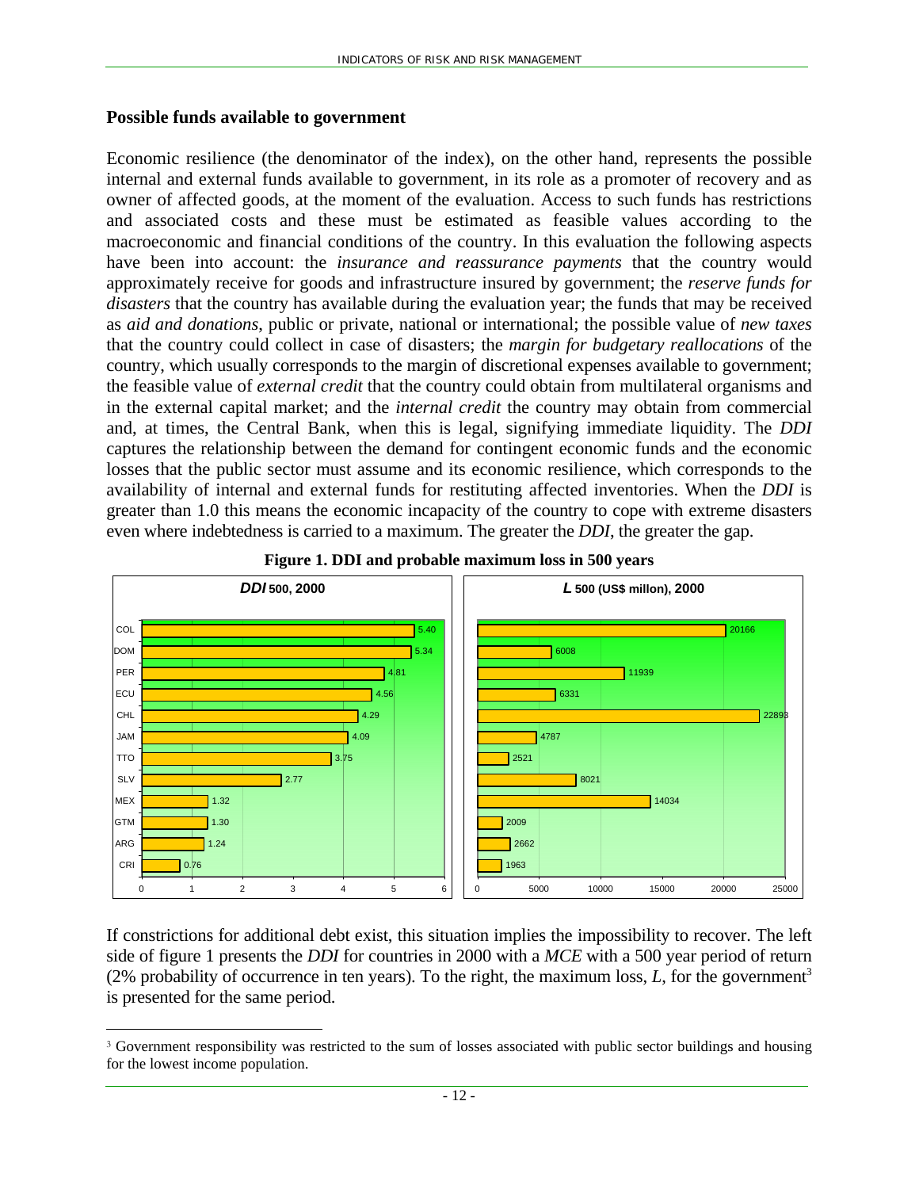## Possible funds available to government

Economic resilience (the denominator of the index), on the other hand, represents the possible internal and external funds available to government, in its role as a promoter of recovery and as owner of affected goods, at the moment of the evaluation. Access to such funds has restrictions and associated costs and these must be estimated as feasible values according to the macroeconomic and financial conditions of the country. In this evaluation the following aspects have been into account: the *insurance and reassurance payments* that the country would approximately receive for goods and infrastructure insured by government; the *reserve funds for disasters* that the country has available during the evaluation year; the funds that may be received as *aid and donations*, public or private, national or international; the possible value of *new taxes* that the country could collect in case of disasters; the *margin for budgetary reallocations* of the country, which usually corresponds to the margin of discretional expenses available to government; the feasible value of *external credit* that the country could obtain from multilateral organisms and in the external capital market; and the *internal credit* the country may obtain from commercial and, at times, the Central Bank, when this is legal, signifying immediate liquidity. The *DDI* captures the relationship between the demand for contingent economic funds and the economic losses that the public sector must assume and its economic resilience, which corresponds to the availability of internal and external funds for restituting affected inventories. When the *DDI* is greater than 1.0 this means the economic incapacity of the country to cope with extreme disasters even where indebtedness is carried to a maximum. The greater the *DDI*, the greater the gap.

**Figure 1. DDI and probable maximum loss in 500 years**

| Country | *DDI* 500, 2000 | *L* 500 (US$ millon), 2000 |
|---|---|---|
| COL | 5.40 | 20166 |
| DOM | 5.34 | 6008 |
| PER | 4.81 | 11939 |
| ECU | 4.56 | 6331 |
| CHL | 4.29 | 22893 |
| JAM | 4.09 | 4787 |
| TTO | 3.75 | 2521 |
| SLV | 2.77 | 8021 |
| MEX | 1.32 | 14034 |
| GTM | 1.30 | 2009 |
| ARG | 1.24 | 2662 |
| CRI | 0.76 | 1963 |

If constrictions for additional debt exist, this situation implies the impossibility to recover. The left side of figure 1 presents the *DDI* for countries in 2000 with a *MCE* with a 500 year period of return (2% probability of occurrence in ten years). To the right, the maximum loss, *L*, for the government[3] is presented for the same period.

[3] Government responsibility was restricted to the sum of losses associated with public sector buildings and housing for the lowest income population.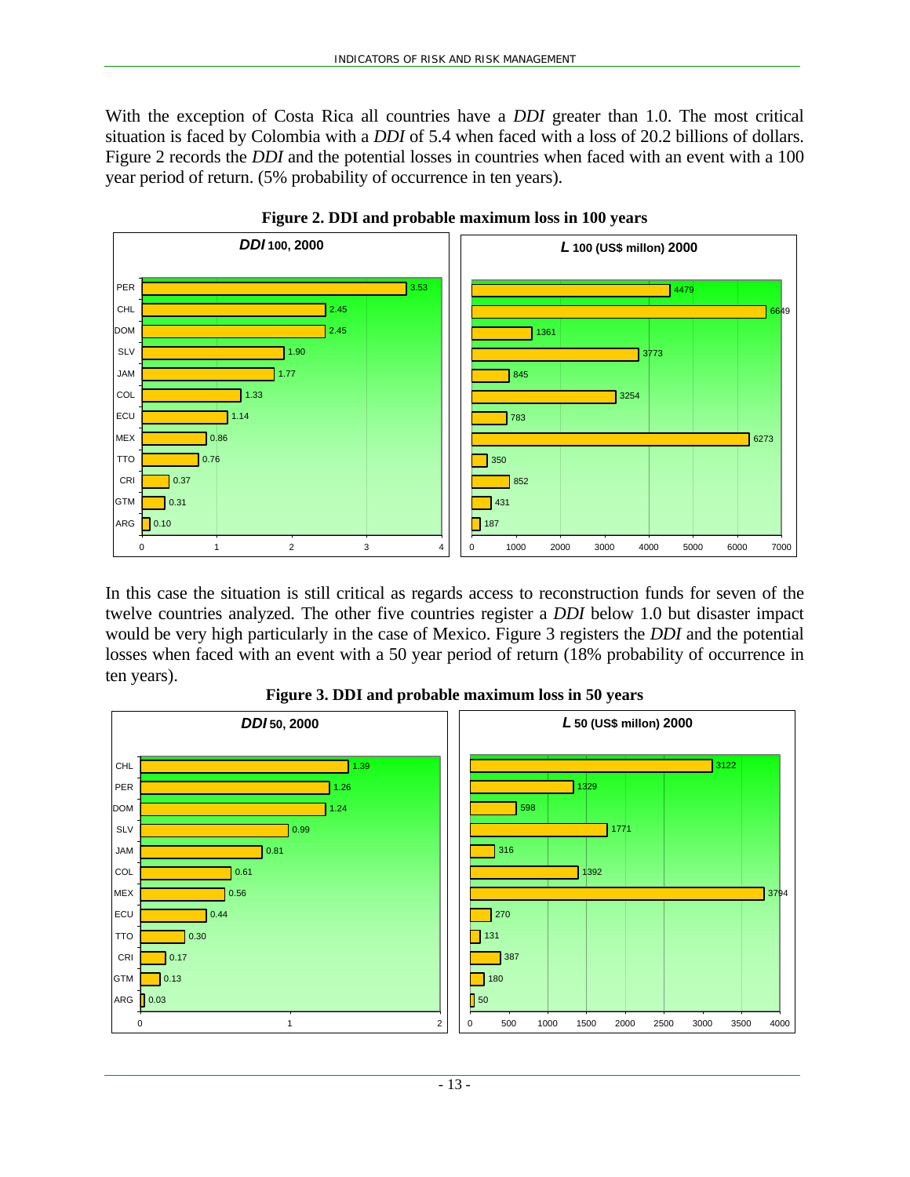With the exception of Costa Rica all countries have a *DDI* greater than 1.0. The most critical situation is faced by Colombia with a *DDI* of 5.4 when faced with a loss of 20.2 billions of dollars. Figure 2 records the *DDI* and the potential losses in countries when faced with an event with a 100 year period of return. (5% probability of occurrence in ten years).

**Figure 2. DDI and probable maximum loss in 100 years**

| Country | *DDI* 100, 2000 | *L* 100 (US$ millon) 2000 |
|---|---|---|
| PER | 3.53 | 4479 |
| CHL | 2.45 | 6649 |
| DOM | 2.45 | 1361 |
| SLV | 1.90 | 3773 |
| JAM | 1.77 | 845 |
| COL | 1.33 | 3254 |
| ECU | 1.14 | 783 |
| MEX | 0.86 | 6273 |
| TTO | 0.76 | 350 |
| CRI | 0.37 | 852 |
| GTM | 0.31 | 431 |
| ARG | 0.10 | 187 |

In this case the situation is still critical as regards access to reconstruction funds for seven of the twelve countries analyzed. The other five countries register a *DDI* below 1.0 but disaster impact would be very high particularly in the case of Mexico. Figure 3 registers the *DDI* and the potential losses when faced with an event with a 50 year period of return (18% probability of occurrence in ten years).

**Figure 3. DDI and probable maximum loss in 50 years**

| Country | *DDI* 50, 2000 | *L* 50 (US$ millon) 2000 |
|---|---|---|
| CHL | 1.39 | 3122 |
| PER | 1.26 | 1329 |
| DOM | 1.24 | 598 |
| SLV | 0.99 | 1771 |
| JAM | 0.81 | 316 |
| COL | 0.61 | 1392 |
| MEX | 0.56 | 3794 |
| ECU | 0.44 | 270 |
| TTO | 0.30 | 131 |
| CRI | 0.17 | 387 |
| GTM | 0.13 | 180 |
| ARG | 0.03 | 50 |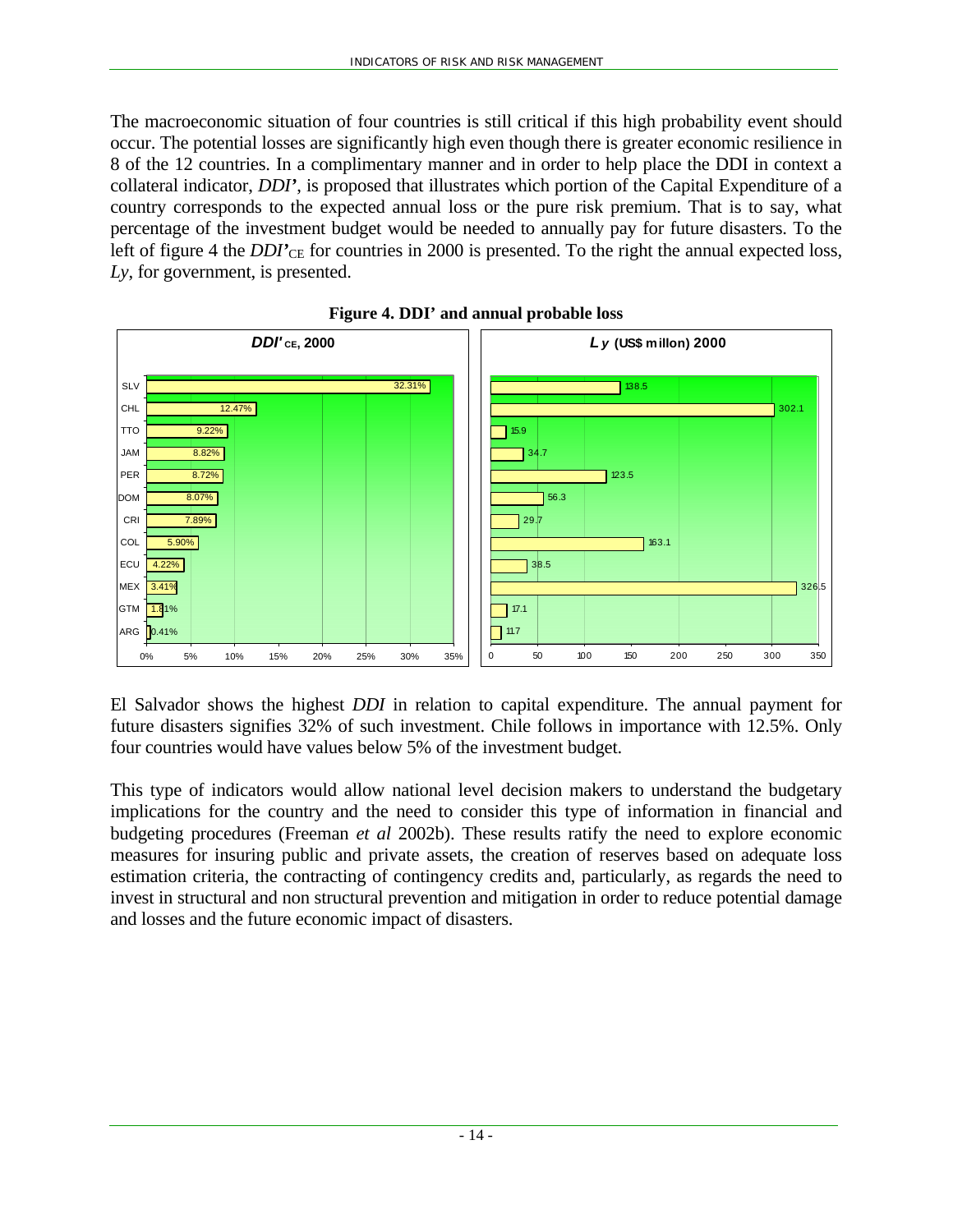The macroeconomic situation of four countries is still critical if this high probability event should occur. The potential losses are significantly high even though there is greater economic resilience in 8 of the 12 countries. In a complimentary manner and in order to help place the DDI in context a collateral indicator, *DDI'*, is proposed that illustrates which portion of the Capital Expenditure of a country corresponds to the expected annual loss or the pure risk premium. That is to say, what percentage of the investment budget would be needed to annually pay for future disasters. To the left of figure 4 the $DDI'_{CE}$ for countries in 2000 is presented. To the right the annual expected loss, *Ly*, for government, is presented.

**Figure 4. DDI' and annual probable loss**

| Country | $DDI'_{CE}$, 2000 | $L_y$ (US$ millon) 2000 |
|---|---|---|
| SLV | 32.31% | 138.5 |
| CHL | 12.47% | 302.1 |
| TTO | 9.22% | 15.9 |
| JAM | 8.82% | 34.7 |
| PER | 8.72% | 123.5 |
| DOM | 8.07% | 56.3 |
| CRI | 7.89% | 29.7 |
| COL | 5.90% | 163.1 |
| ECU | 4.22% | 38.5 |
| MEX | 3.41% | 326.5 |
| GTM | 1.81% | 17.1 |
| ARG | 0.41% | 11.7 |

El Salvador shows the highest *DDI* in relation to capital expenditure. The annual payment for future disasters signifies 32% of such investment. Chile follows in importance with 12.5%. Only four countries would have values below 5% of the investment budget.

This type of indicators would allow national level decision makers to understand the budgetary implications for the country and the need to consider this type of information in financial and budgeting procedures (Freeman *et al* 2002b). These results ratify the need to explore economic measures for insuring public and private assets, the creation of reserves based on adequate loss estimation criteria, the contracting of contingency credits and, particularly, as regards the need to invest in structural and non structural prevention and mitigation in order to reduce potential damage and losses and the future economic impact of disasters.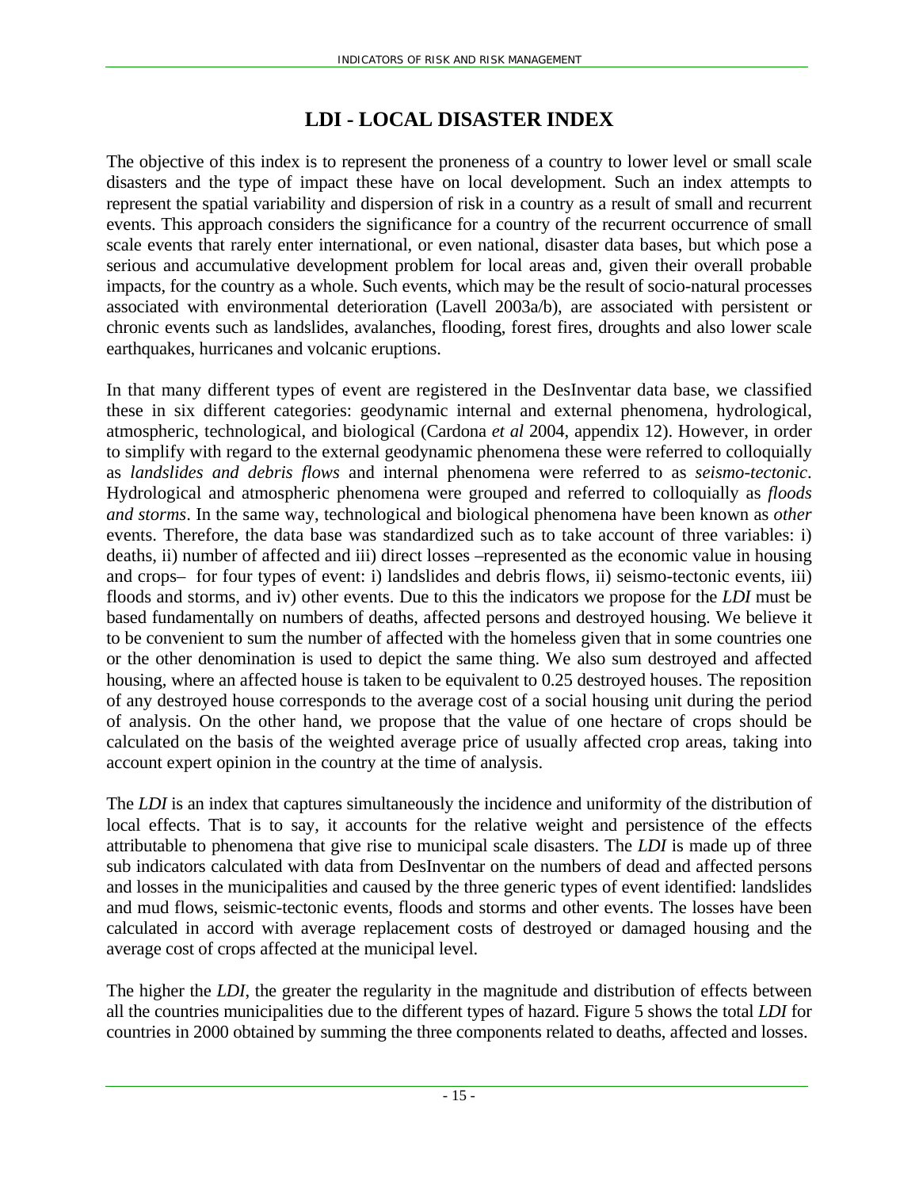# LDI - LOCAL DISASTER INDEX

The objective of this index is to represent the proneness of a country to lower level or small scale disasters and the type of impact these have on local development. Such an index attempts to represent the spatial variability and dispersion of risk in a country as a result of small and recurrent events. This approach considers the significance for a country of the recurrent occurrence of small scale events that rarely enter international, or even national, disaster data bases, but which pose a serious and accumulative development problem for local areas and, given their overall probable impacts, for the country as a whole. Such events, which may be the result of socio-natural processes associated with environmental deterioration (Lavell 2003a/b), are associated with persistent or chronic events such as landslides, avalanches, flooding, forest fires, droughts and also lower scale earthquakes, hurricanes and volcanic eruptions.

In that many different types of event are registered in the DesInventar data base, we classified these in six different categories: geodynamic internal and external phenomena, hydrological, atmospheric, technological, and biological (Cardona *et al* 2004, appendix 12). However, in order to simplify with regard to the external geodynamic phenomena these were referred to colloquially as *landslides and debris flows* and internal phenomena were referred to as *seismo-tectonic*. Hydrological and atmospheric phenomena were grouped and referred to colloquially as *floods and storms*. In the same way, technological and biological phenomena have been known as *other* events. Therefore, the data base was standardized such as to take account of three variables: i) deaths, ii) number of affected and iii) direct losses –represented as the economic value in housing and crops– for four types of event: i) landslides and debris flows, ii) seismo-tectonic events, iii) floods and storms, and iv) other events. Due to this the indicators we propose for the *LDI* must be based fundamentally on numbers of deaths, affected persons and destroyed housing. We believe it to be convenient to sum the number of affected with the homeless given that in some countries one or the other denomination is used to depict the same thing. We also sum destroyed and affected housing, where an affected house is taken to be equivalent to 0.25 destroyed houses. The reposition of any destroyed house corresponds to the average cost of a social housing unit during the period of analysis. On the other hand, we propose that the value of one hectare of crops should be calculated on the basis of the weighted average price of usually affected crop areas, taking into account expert opinion in the country at the time of analysis.

The *LDI* is an index that captures simultaneously the incidence and uniformity of the distribution of local effects. That is to say, it accounts for the relative weight and persistence of the effects attributable to phenomena that give rise to municipal scale disasters. The *LDI* is made up of three sub indicators calculated with data from DesInventar on the numbers of dead and affected persons and losses in the municipalities and caused by the three generic types of event identified: landslides and mud flows, seismic-tectonic events, floods and storms and other events. The losses have been calculated in accord with average replacement costs of destroyed or damaged housing and the average cost of crops affected at the municipal level.

The higher the *LDI*, the greater the regularity in the magnitude and distribution of effects between all the countries municipalities due to the different types of hazard. Figure 5 shows the total *LDI* for countries in 2000 obtained by summing the three components related to deaths, affected and losses.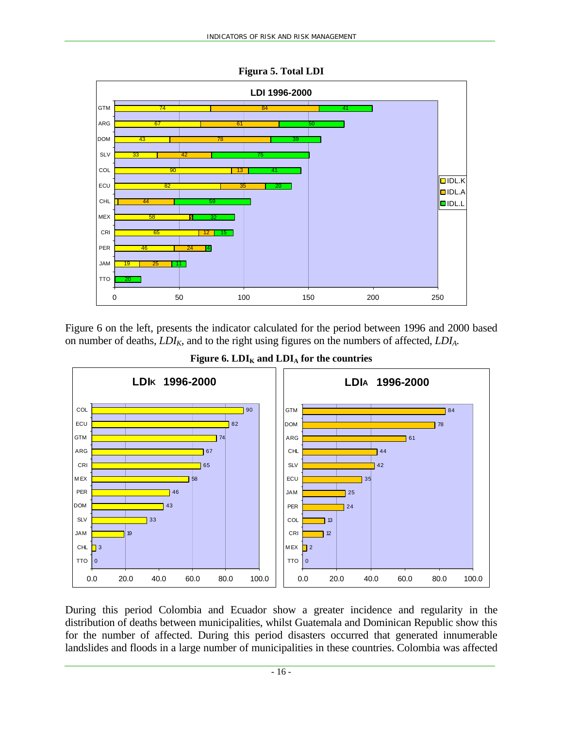**Figura 5. Total LDI**

Figure 6 on the left, presents the indicator calculated for the period between 1996 and 2000 based on number of deaths, $LDI_K$, and to the right using figures on the numbers of affected, $LDI_A$.

**Figure 6. $LDI_K$ and $LDI_A$ for the countries**

During this period Colombia and Ecuador show a greater incidence and regularity in the distribution of deaths between municipalities, whilst Guatemala and Dominican Republic show this for the number of affected. During this period disasters occurred that generated innumerable landslides and floods in a large number of municipalities in these countries. Colombia was affected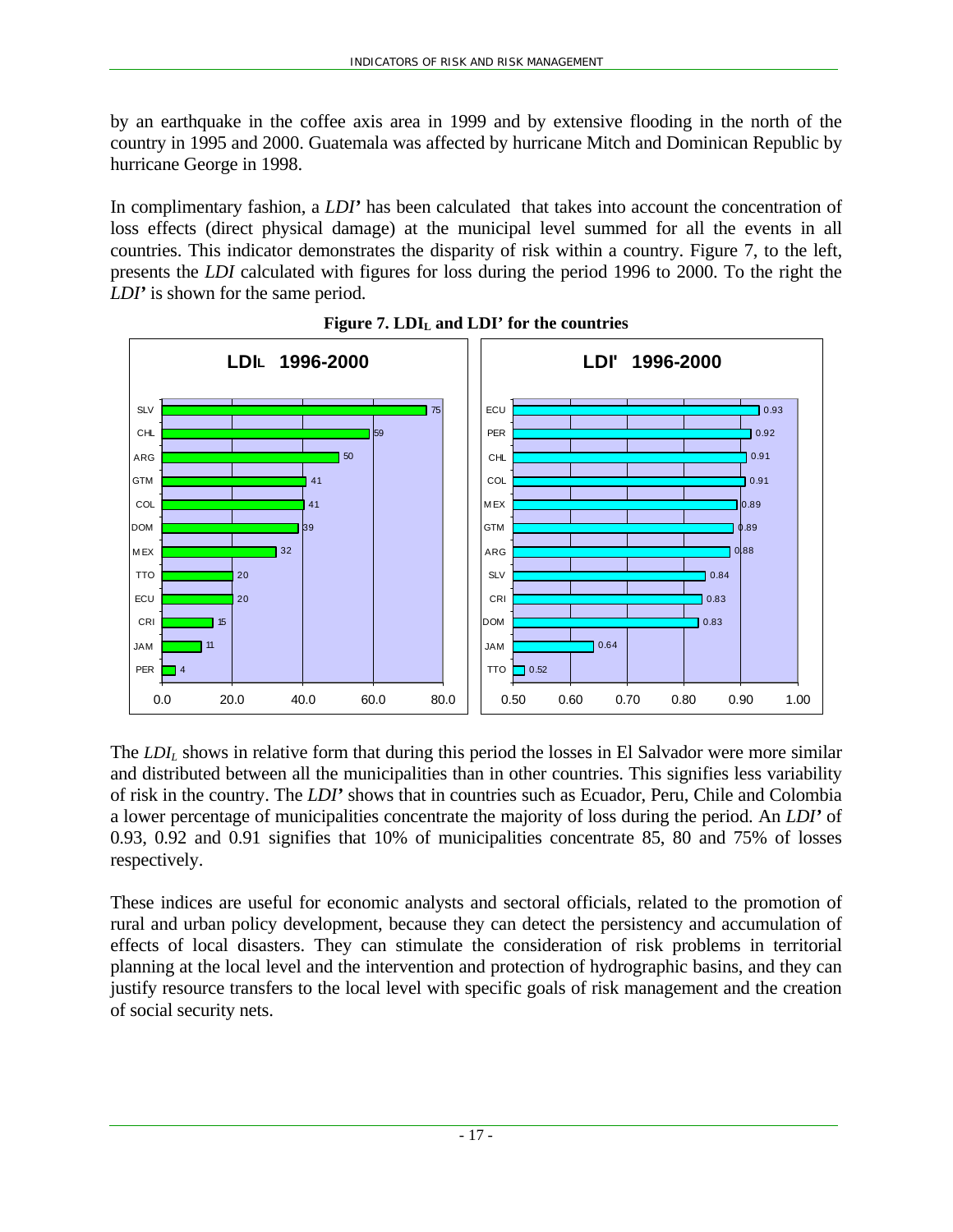by an earthquake in the coffee axis area in 1999 and by extensive flooding in the north of the country in 1995 and 2000. Guatemala was affected by hurricane Mitch and Dominican Republic by hurricane George in 1998.

In complimentary fashion, a *LDI'* has been calculated that takes into account the concentration of loss effects (direct physical damage) at the municipal level summed for all the events in all countries. This indicator demonstrates the disparity of risk within a country. Figure 7, to the left, presents the *LDI* calculated with figures for loss during the period 1996 to 2000. To the right the *LDI'* is shown for the same period.

**Figure 7. $LDI_L$ and LDI' for the countries**

| LDIL 1996-2000 | |
|---|---|
| SLV | 75 |
| CHL | 59 |
| ARG | 50 |
| GTM | 41 |
| COL | 41 |
| DOM | 39 |
| MEX | 32 |
| TTO | 20 |
| ECU | 20 |
| CRI | 15 |
| JAM | 11 |
| PER | 4 |

| LDI' 1996-2000 | |
|---|---|
| ECU | 0.93 |
| PER | 0.92 |
| CHL | 0.91 |
| COL | 0.91 |
| MEX | 0.89 |
| GTM | 0.89 |
| ARG | 0.88 |
| SLV | 0.84 |
| CRI | 0.83 |
| DOM | 0.83 |
| JAM | 0.64 |
| TTO | 0.52 |

The $LDI_L$ shows in relative form that during this period the losses in El Salvador were more similar and distributed between all the municipalities than in other countries. This signifies less variability of risk in the country. The *LDI'* shows that in countries such as Ecuador, Peru, Chile and Colombia a lower percentage of municipalities concentrate the majority of loss during the period. An *LDI'* of 0.93, 0.92 and 0.91 signifies that 10% of municipalities concentrate 85, 80 and 75% of losses respectively.

These indices are useful for economic analysts and sectoral officials, related to the promotion of rural and urban policy development, because they can detect the persistency and accumulation of effects of local disasters. They can stimulate the consideration of risk problems in territorial planning at the local level and the intervention and protection of hydrographic basins, and they can justify resource transfers to the local level with specific goals of risk management and the creation of social security nets.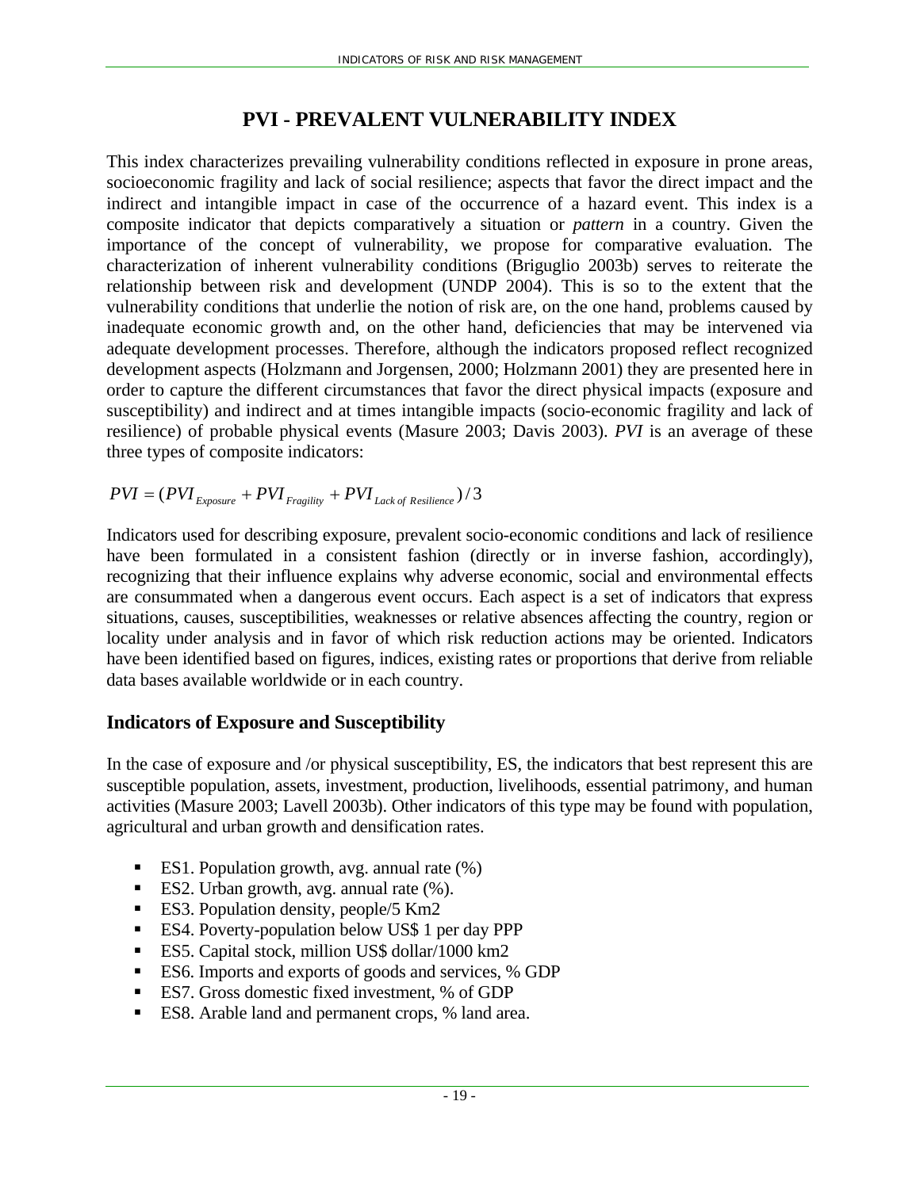# PVI - PREVALENT VULNERABILITY INDEX

This index characterizes prevailing vulnerability conditions reflected in exposure in prone areas, socioeconomic fragility and lack of social resilience; aspects that favor the direct impact and the indirect and intangible impact in case of the occurrence of a hazard event. This index is a composite indicator that depicts comparatively a situation or *pattern* in a country. Given the importance of the concept of vulnerability, we propose for comparative evaluation. The characterization of inherent vulnerability conditions (Briguglio 2003b) serves to reiterate the relationship between risk and development (UNDP 2004). This is so to the extent that the vulnerability conditions that underlie the notion of risk are, on the one hand, problems caused by inadequate economic growth and, on the other hand, deficiencies that may be intervened via adequate development processes. Therefore, although the indicators proposed reflect recognized development aspects (Holzmann and Jorgensen, 2000; Holzmann 2001) they are presented here in order to capture the different circumstances that favor the direct physical impacts (exposure and susceptibility) and indirect and at times intangible impacts (socio-economic fragility and lack of resilience) of probable physical events (Masure 2003; Davis 2003). *PVI* is an average of these three types of composite indicators:

$$PVI = (PVI_{Exposure} + PVI_{Fragility} + PVI_{Lack\ of\ Resilience})/3$$

Indicators used for describing exposure, prevalent socio-economic conditions and lack of resilience have been formulated in a consistent fashion (directly or in inverse fashion, accordingly), recognizing that their influence explains why adverse economic, social and environmental effects are consummated when a dangerous event occurs. Each aspect is a set of indicators that express situations, causes, susceptibilities, weaknesses or relative absences affecting the country, region or locality under analysis and in favor of which risk reduction actions may be oriented. Indicators have been identified based on figures, indices, existing rates or proportions that derive from reliable data bases available worldwide or in each country.

## Indicators of Exposure and Susceptibility

In the case of exposure and /or physical susceptibility, ES, the indicators that best represent this are susceptible population, assets, investment, production, livelihoods, essential patrimony, and human activities (Masure 2003; Lavell 2003b). Other indicators of this type may be found with population, agricultural and urban growth and densification rates.

- ES1. Population growth, avg. annual rate (%)
- ES2. Urban growth, avg. annual rate (%).
- ES3. Population density, people/5 Km2
- ES4. Poverty-population below US$ 1 per day PPP
- ES5. Capital stock, million US$ dollar/1000 km2
- ES6. Imports and exports of goods and services, % GDP
- ES7. Gross domestic fixed investment, % of GDP
- ES8. Arable land and permanent crops, % land area.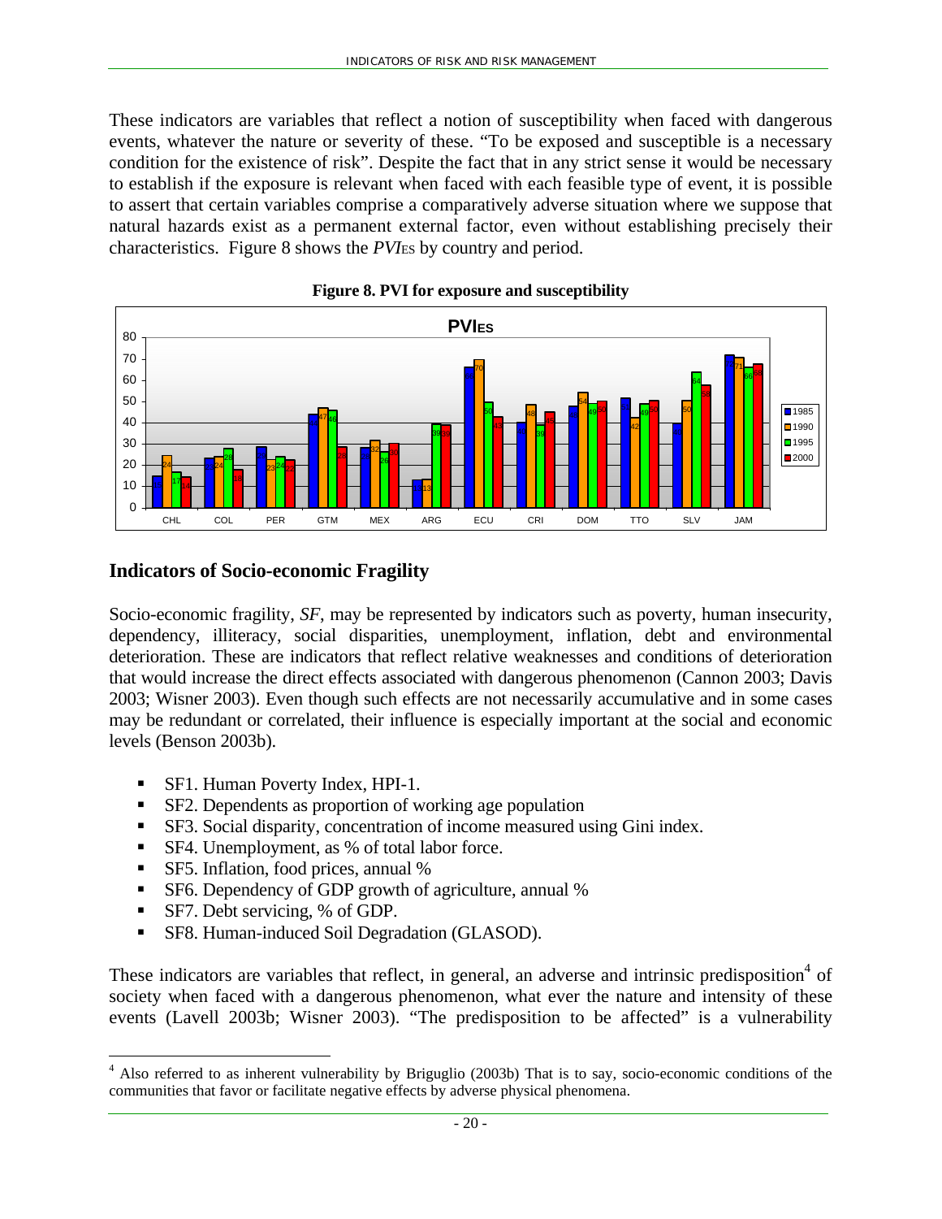These indicators are variables that reflect a notion of susceptibility when faced with dangerous events, whatever the nature or severity of these. "To be exposed and susceptible is a necessary condition for the existence of risk". Despite the fact that in any strict sense it would be necessary to establish if the exposure is relevant when faced with each feasible type of event, it is possible to assert that certain variables comprise a comparatively adverse situation where we suppose that natural hazards exist as a permanent external factor, even without establishing precisely their characteristics. Figure 8 shows the $PVI_{ES}$ by country and period.

**Figure 8. PVI for exposure and susceptibility**

## Indicators of Socio-economic Fragility

Socio-economic fragility, *SF*, may be represented by indicators such as poverty, human insecurity, dependency, illiteracy, social disparities, unemployment, inflation, debt and environmental deterioration. These are indicators that reflect relative weaknesses and conditions of deterioration that would increase the direct effects associated with dangerous phenomenon (Cannon 2003; Davis 2003; Wisner 2003). Even though such effects are not necessarily accumulative and in some cases may be redundant or correlated, their influence is especially important at the social and economic levels (Benson 2003b).

- SF1. Human Poverty Index, HPI-1.
- SF2. Dependents as proportion of working age population
- SF3. Social disparity, concentration of income measured using Gini index.
- SF4. Unemployment, as % of total labor force.
- SF5. Inflation, food prices, annual %
- SF6. Dependency of GDP growth of agriculture, annual %
- SF7. Debt servicing, % of GDP.
- SF8. Human-induced Soil Degradation (GLASOD).

These indicators are variables that reflect, in general, an adverse and intrinsic predisposition[4] of society when faced with a dangerous phenomenon, what ever the nature and intensity of these events (Lavell 2003b; Wisner 2003). "The predisposition to be affected" is a vulnerability

[4] Also referred to as inherent vulnerability by Briguglio (2003b) That is to say, socio-economic conditions of the communities that favor or facilitate negative effects by adverse physical phenomena.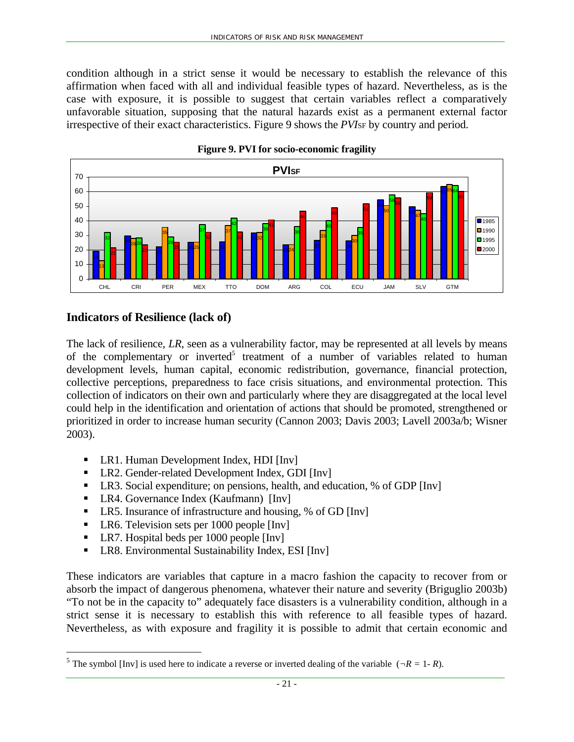condition although in a strict sense it would be necessary to establish the relevance of this affirmation when faced with all and individual feasible types of hazard. Nevertheless, as is the case with exposure, it is possible to suggest that certain variables reflect a comparatively unfavorable situation, supposing that the natural hazards exist as a permanent external factor irrespective of their exact characteristics. Figure 9 shows the $PVI_{SF}$ by country and period.

**Figure 9. PVI for socio-economic fragility**

## Indicators of Resilience (lack of)

The lack of resilience, *LR*, seen as a vulnerability factor, may be represented at all levels by means of the complementary or inverted[5] treatment of a number of variables related to human development levels, human capital, economic redistribution, governance, financial protection, collective perceptions, preparedness to face crisis situations, and environmental protection. This collection of indicators on their own and particularly where they are disaggregated at the local level could help in the identification and orientation of actions that should be promoted, strengthened or prioritized in order to increase human security (Cannon 2003; Davis 2003; Lavell 2003a/b; Wisner 2003).

- LR1. Human Development Index, HDI [Inv]
- LR2. Gender-related Development Index, GDI [Inv]
- LR3. Social expenditure; on pensions, health, and education, % of GDP [Inv]
- LR4. Governance Index (Kaufmann) [Inv]
- LR5. Insurance of infrastructure and housing, % of GD [Inv]
- LR6. Television sets per 1000 people [Inv]
- LR7. Hospital beds per 1000 people [Inv]
- LR8. Environmental Sustainability Index, ESI [Inv]

These indicators are variables that capture in a macro fashion the capacity to recover from or absorb the impact of dangerous phenomena, whatever their nature and severity (Briguglio 2003b) "To not be in the capacity to" adequately face disasters is a vulnerability condition, although in a strict sense it is necessary to establish this with reference to all feasible types of hazard. Nevertheless, as with exposure and fragility it is possible to admit that certain economic and

[5] The symbol [Inv] is used here to indicate a reverse or inverted dealing of the variable ($\neg R = 1- R$).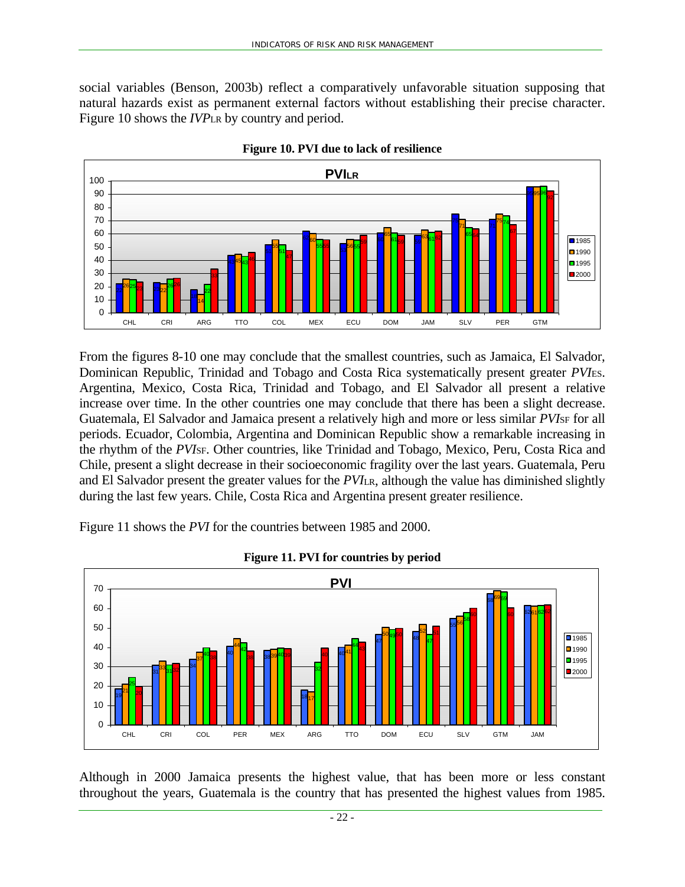social variables (Benson, 2003b) reflect a comparatively unfavorable situation supposing that natural hazards exist as permanent external factors without establishing their precise character. Figure 10 shows the $IVP_{LR}$ by country and period.

**Figure 10. PVI due to lack of resilience**

From the figures 8-10 one may conclude that the smallest countries, such as Jamaica, El Salvador, Dominican Republic, Trinidad and Tobago and Costa Rica systematically present greater $PVI_{ES}$. Argentina, Mexico, Costa Rica, Trinidad and Tobago, and El Salvador all present a relative increase over time. In the other countries one may conclude that there has been a slight decrease. Guatemala, El Salvador and Jamaica present a relatively high and more or less similar $PVI_{SF}$ for all periods. Ecuador, Colombia, Argentina and Dominican Republic show a remarkable increasing in the rhythm of the $PVI_{SF}$. Other countries, like Trinidad and Tobago, Mexico, Peru, Costa Rica and Chile, present a slight decrease in their socioeconomic fragility over the last years. Guatemala, Peru and El Salvador present the greater values for the $PVI_{LR}$, although the value has diminished slightly during the last few years. Chile, Costa Rica and Argentina present greater resilience.

Figure 11 shows the *PVI* for the countries between 1985 and 2000.

**Figure 11. PVI for countries by period**

Although in 2000 Jamaica presents the highest value, that has been more or less constant throughout the years, Guatemala is the country that has presented the highest values from 1985.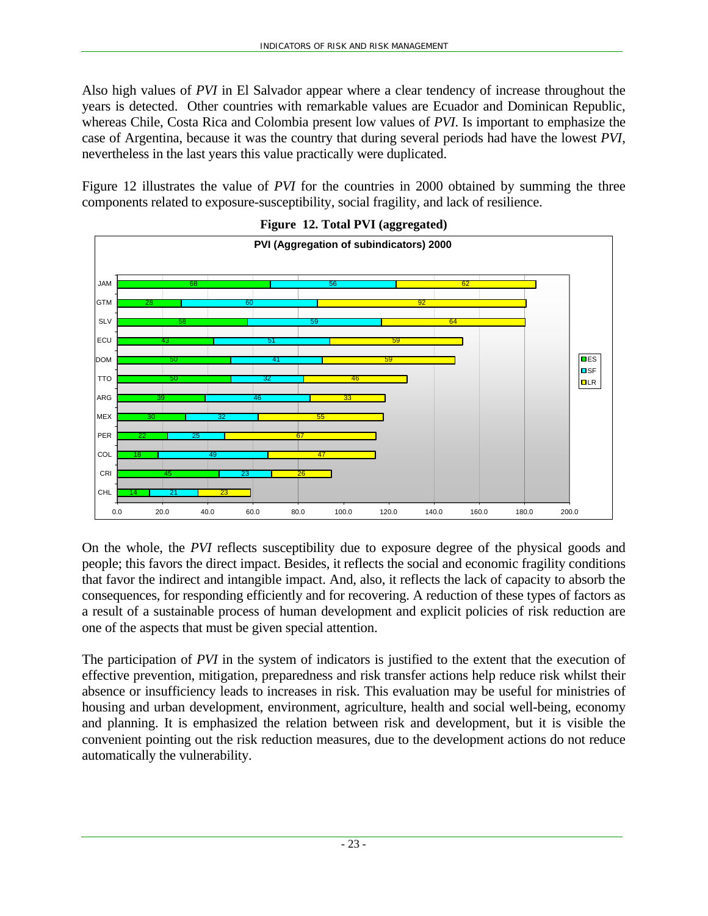Also high values of *PVI* in El Salvador appear where a clear tendency of increase throughout the years is detected. Other countries with remarkable values are Ecuador and Dominican Republic, whereas Chile, Costa Rica and Colombia present low values of *PVI*. Is important to emphasize the case of Argentina, because it was the country that during several periods had have the lowest *PVI*, nevertheless in the last years this value practically were duplicated.

Figure 12 illustrates the value of *PVI* for the countries in 2000 obtained by summing the three components related to exposure-susceptibility, social fragility, and lack of resilience.

**Figure 12. Total PVI (aggregated)**

**PVI (Aggregation of subindicators) 2000**

| Country | ES | SF | LR |
|---|---|---|---|
| JAM | 68 | 56 | 62 |
| GTM | 28 | 60 | 92 |
| SLV | 58 | 59 | 64 |
| ECU | 43 | 51 | 59 |
| DOM | 50 | 41 | 59 |
| TTO | 50 | 32 | 46 |
| ARG | 39 | 46 | 33 |
| MEX | 30 | 32 | 55 |
| PER | 22 | 25 | 67 |
| COL | 18 | 49 | 47 |
| CRI | 45 | 23 | 26 |
| CHL | 14 | 21 | 23 |

On the whole, the *PVI* reflects susceptibility due to exposure degree of the physical goods and people; this favors the direct impact. Besides, it reflects the social and economic fragility conditions that favor the indirect and intangible impact. And, also, it reflects the lack of capacity to absorb the consequences, for responding efficiently and for recovering. A reduction of these types of factors as a result of a sustainable process of human development and explicit policies of risk reduction are one of the aspects that must be given special attention.

The participation of *PVI* in the system of indicators is justified to the extent that the execution of effective prevention, mitigation, preparedness and risk transfer actions help reduce risk whilst their absence or insufficiency leads to increases in risk. This evaluation may be useful for ministries of housing and urban development, environment, agriculture, health and social well-being, economy and planning. It is emphasized the relation between risk and development, but it is visible the convenient pointing out the risk reduction measures, due to the development actions do not reduce automatically the vulnerability.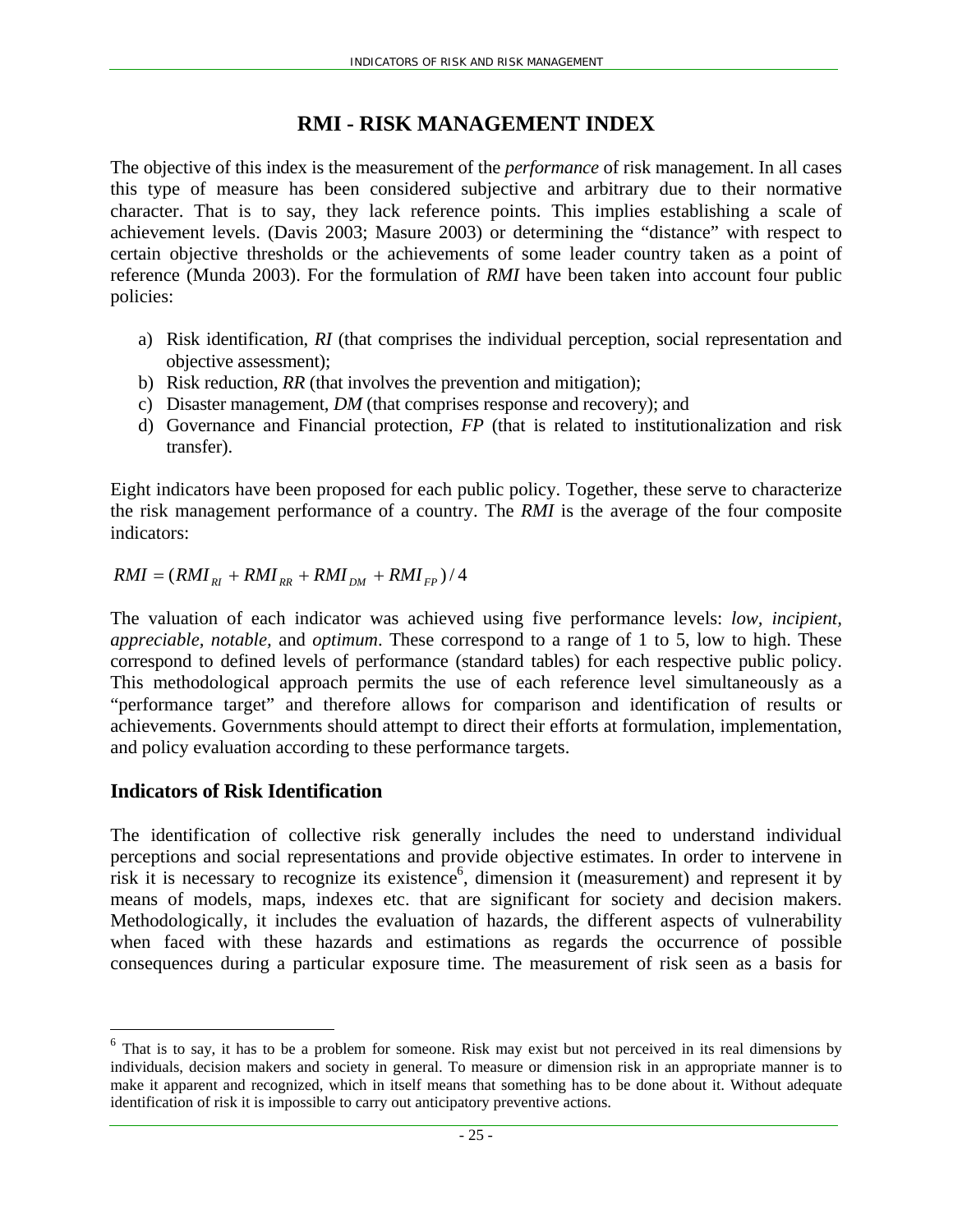# RMI - RISK MANAGEMENT INDEX

The objective of this index is the measurement of the *performance* of risk management. In all cases this type of measure has been considered subjective and arbitrary due to their normative character. That is to say, they lack reference points. This implies establishing a scale of achievement levels. (Davis 2003; Masure 2003) or determining the "distance" with respect to certain objective thresholds or the achievements of some leader country taken as a point of reference (Munda 2003). For the formulation of *RMI* have been taken into account four public policies:

a) Risk identification, *RI* (that comprises the individual perception, social representation and objective assessment);
b) Risk reduction, *RR* (that involves the prevention and mitigation);
c) Disaster management, *DM* (that comprises response and recovery); and
d) Governance and Financial protection, *FP* (that is related to institutionalization and risk transfer).

Eight indicators have been proposed for each public policy. Together, these serve to characterize the risk management performance of a country. The *RMI* is the average of the four composite indicators:

$$RMI = (RMI_{RI} + RMI_{RR} + RMI_{DM} + RMI_{FP})/4$$

The valuation of each indicator was achieved using five performance levels: *low, incipient, appreciable, notable*, and *optimum*. These correspond to a range of 1 to 5, low to high. These correspond to defined levels of performance (standard tables) for each respective public policy. This methodological approach permits the use of each reference level simultaneously as a "performance target" and therefore allows for comparison and identification of results or achievements. Governments should attempt to direct their efforts at formulation, implementation, and policy evaluation according to these performance targets.

## Indicators of Risk Identification

The identification of collective risk generally includes the need to understand individual perceptions and social representations and provide objective estimates. In order to intervene in risk it is necessary to recognize its existence[6], dimension it (measurement) and represent it by means of models, maps, indexes etc. that are significant for society and decision makers. Methodologically, it includes the evaluation of hazards, the different aspects of vulnerability when faced with these hazards and estimations as regards the occurrence of possible consequences during a particular exposure time. The measurement of risk seen as a basis for

[6] That is to say, it has to be a problem for someone. Risk may exist but not perceived in its real dimensions by individuals, decision makers and society in general. To measure or dimension risk in an appropriate manner is to make it apparent and recognized, which in itself means that something has to be done about it. Without adequate identification of risk it is impossible to carry out anticipatory preventive actions.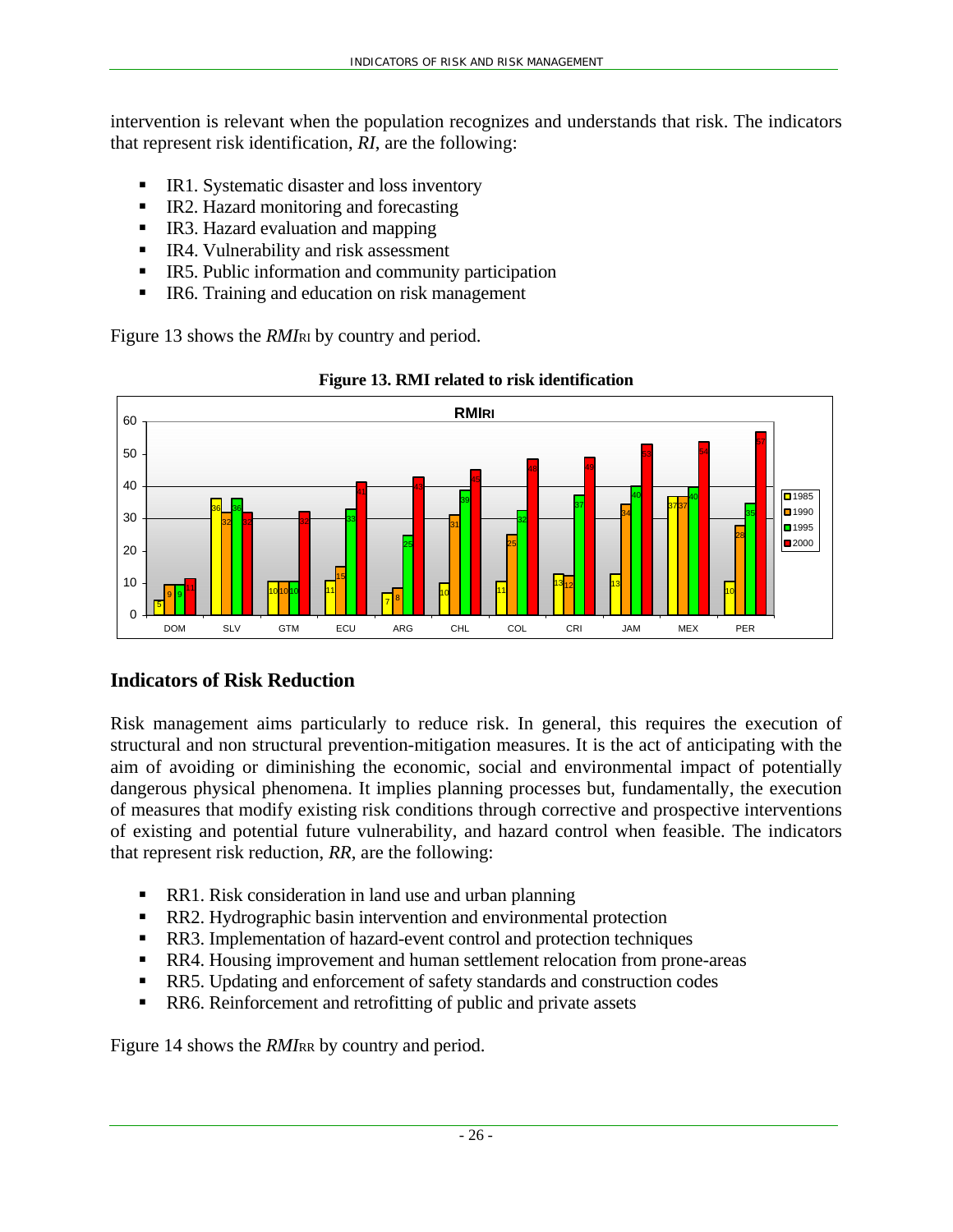intervention is relevant when the population recognizes and understands that risk. The indicators that represent risk identification, *RI*, are the following:

- IR1. Systematic disaster and loss inventory
- IR2. Hazard monitoring and forecasting
- IR3. Hazard evaluation and mapping
- IR4. Vulnerability and risk assessment
- IR5. Public information and community participation
- IR6. Training and education on risk management

Figure 13 shows the $RMI_{RI}$ by country and period.

**Figure 13. RMI related to risk identification**

| Country | 1985 | 1990 | 1995 | 2000 |
|---|---|---|---|---|
| DOM | 5 | 9 | 9 | 11 |
| SLV | 36 | 32 | 36 | 32 |
| GTM | 10 | 10 | 10 | 32 |
| ECU | 11 | 15 | 33 | 41 |
| ARG | 7 | 8 | 25 | 43 |
| CHL | 10 | 31 | 39 | 45 |
| COL | 11 | 25 | 32 | 48 |
| CRI | 13 | 12 | 37 | 49 |
| JAM | 13 | 34 | 40 | 53 |
| MEX | 37 | 37 | 40 | 54 |
| PER | 10 | 28 | 35 | 57 |

## Indicators of Risk Reduction

Risk management aims particularly to reduce risk. In general, this requires the execution of structural and non structural prevention-mitigation measures. It is the act of anticipating with the aim of avoiding or diminishing the economic, social and environmental impact of potentially dangerous physical phenomena. It implies planning processes but, fundamentally, the execution of measures that modify existing risk conditions through corrective and prospective interventions of existing and potential future vulnerability, and hazard control when feasible. The indicators that represent risk reduction, *RR*, are the following:

- RR1. Risk consideration in land use and urban planning
- RR2. Hydrographic basin intervention and environmental protection
- RR3. Implementation of hazard-event control and protection techniques
- RR4. Housing improvement and human settlement relocation from prone-areas
- RR5. Updating and enforcement of safety standards and construction codes
- RR6. Reinforcement and retrofitting of public and private assets

Figure 14 shows the $RMI_{RR}$ by country and period.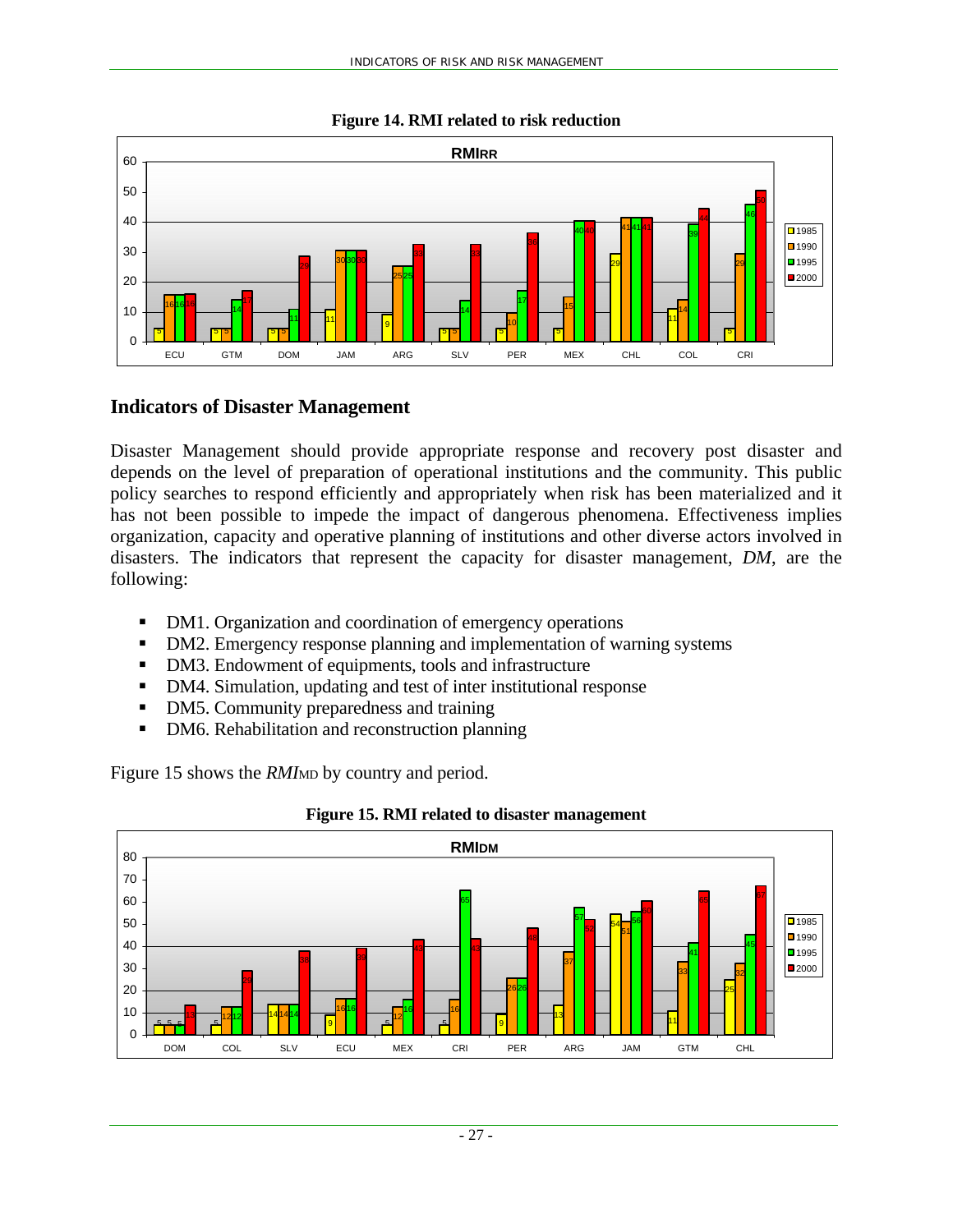**Figure 14. RMI related to risk reduction**

**Indicators of Disaster Management**

Disaster Management should provide appropriate response and recovery post disaster and depends on the level of preparation of operational institutions and the community. This public policy searches to respond efficiently and appropriately when risk has been materialized and it has not been possible to impede the impact of dangerous phenomena. Effectiveness implies organization, capacity and operative planning of institutions and other diverse actors involved in disasters. The indicators that represent the capacity for disaster management, *DM*, are the following:

- DM1. Organization and coordination of emergency operations
- DM2. Emergency response planning and implementation of warning systems
- DM3. Endowment of equipments, tools and infrastructure
- DM4. Simulation, updating and test of inter institutional response
- DM5. Community preparedness and training
- DM6. Rehabilitation and reconstruction planning

Figure 15 shows the $RMI_{MD}$ by country and period.

**Figure 15. RMI related to disaster management**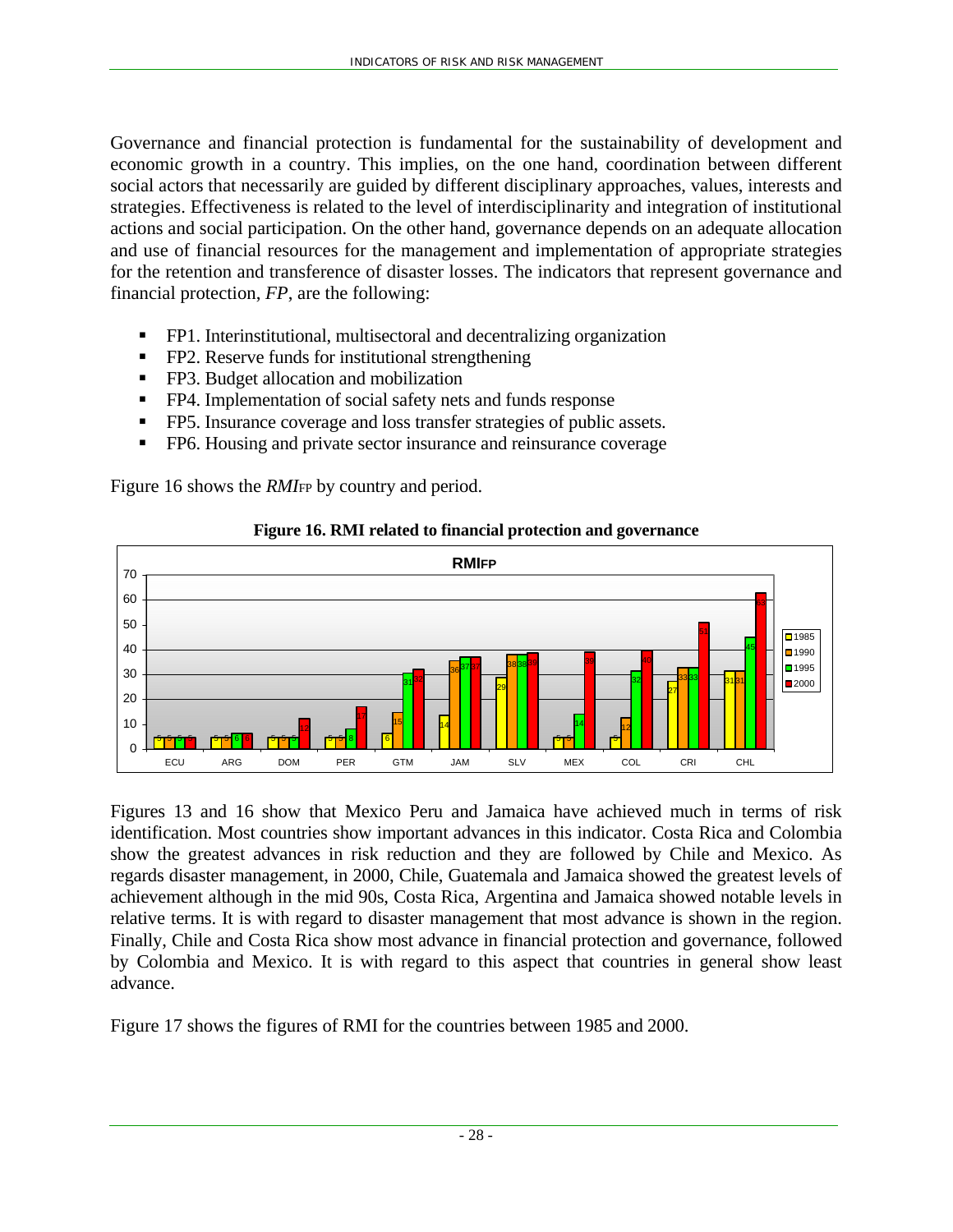Governance and financial protection is fundamental for the sustainability of development and economic growth in a country. This implies, on the one hand, coordination between different social actors that necessarily are guided by different disciplinary approaches, values, interests and strategies. Effectiveness is related to the level of interdisciplinarity and integration of institutional actions and social participation. On the other hand, governance depends on an adequate allocation and use of financial resources for the management and implementation of appropriate strategies for the retention and transference of disaster losses. The indicators that represent governance and financial protection, *FP*, are the following:

- FP1. Interinstitutional, multisectoral and decentralizing organization
- FP2. Reserve funds for institutional strengthening
- FP3. Budget allocation and mobilization
- FP4. Implementation of social safety nets and funds response
- FP5. Insurance coverage and loss transfer strategies of public assets.
- FP6. Housing and private sector insurance and reinsurance coverage

Figure 16 shows the $RMI_{FP}$ by country and period.

**Figure 16. RMI related to financial protection and governance**

Figures 13 and 16 show that Mexico Peru and Jamaica have achieved much in terms of risk identification. Most countries show important advances in this indicator. Costa Rica and Colombia show the greatest advances in risk reduction and they are followed by Chile and Mexico. As regards disaster management, in 2000, Chile, Guatemala and Jamaica showed the greatest levels of achievement although in the mid 90s, Costa Rica, Argentina and Jamaica showed notable levels in relative terms. It is with regard to disaster management that most advance is shown in the region. Finally, Chile and Costa Rica show most advance in financial protection and governance, followed by Colombia and Mexico. It is with regard to this aspect that countries in general show least advance.

Figure 17 shows the figures of RMI for the countries between 1985 and 2000.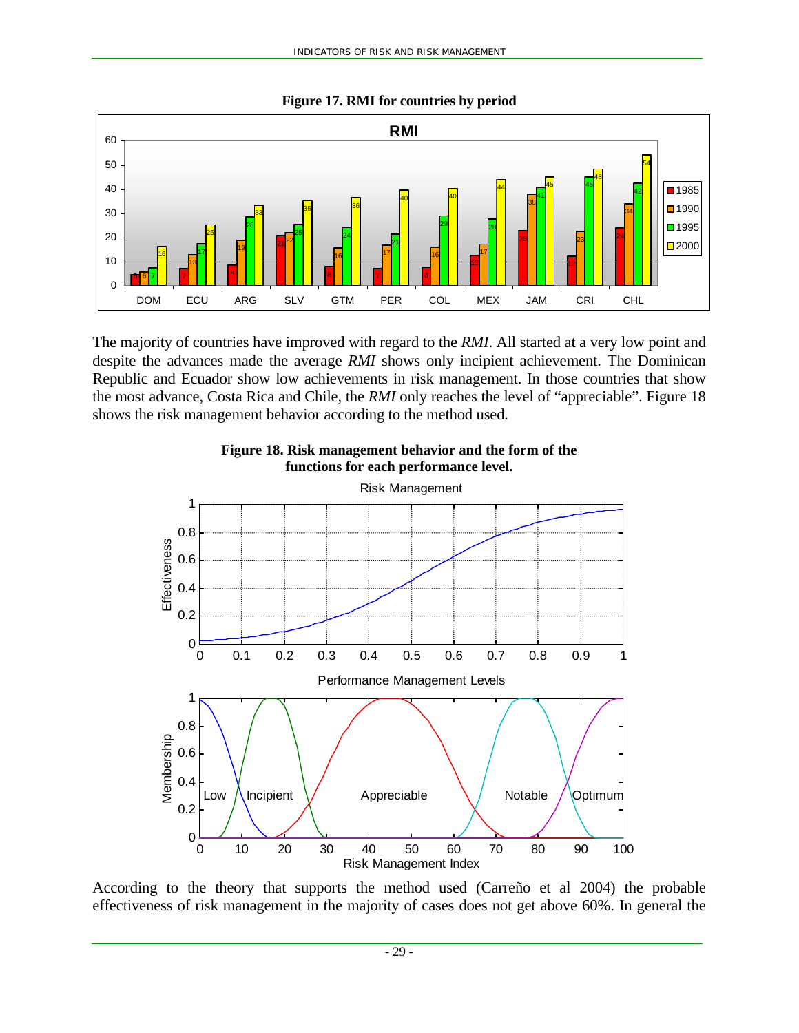**Figure 17. RMI for countries by period**

The majority of countries have improved with regard to the *RMI*. All started at a very low point and despite the advances made the average *RMI* shows only incipient achievement. The Dominican Republic and Ecuador show low achievements in risk management. In those countries that show the most advance, Costa Rica and Chile, the *RMI* only reaches the level of "appreciable". Figure 18 shows the risk management behavior according to the method used.

**Figure 18. Risk management behavior and the form of the functions for each performance level.**

According to the theory that supports the method used (Carreño et al 2004) the probable effectiveness of risk management in the majority of cases does not get above 60%. In general the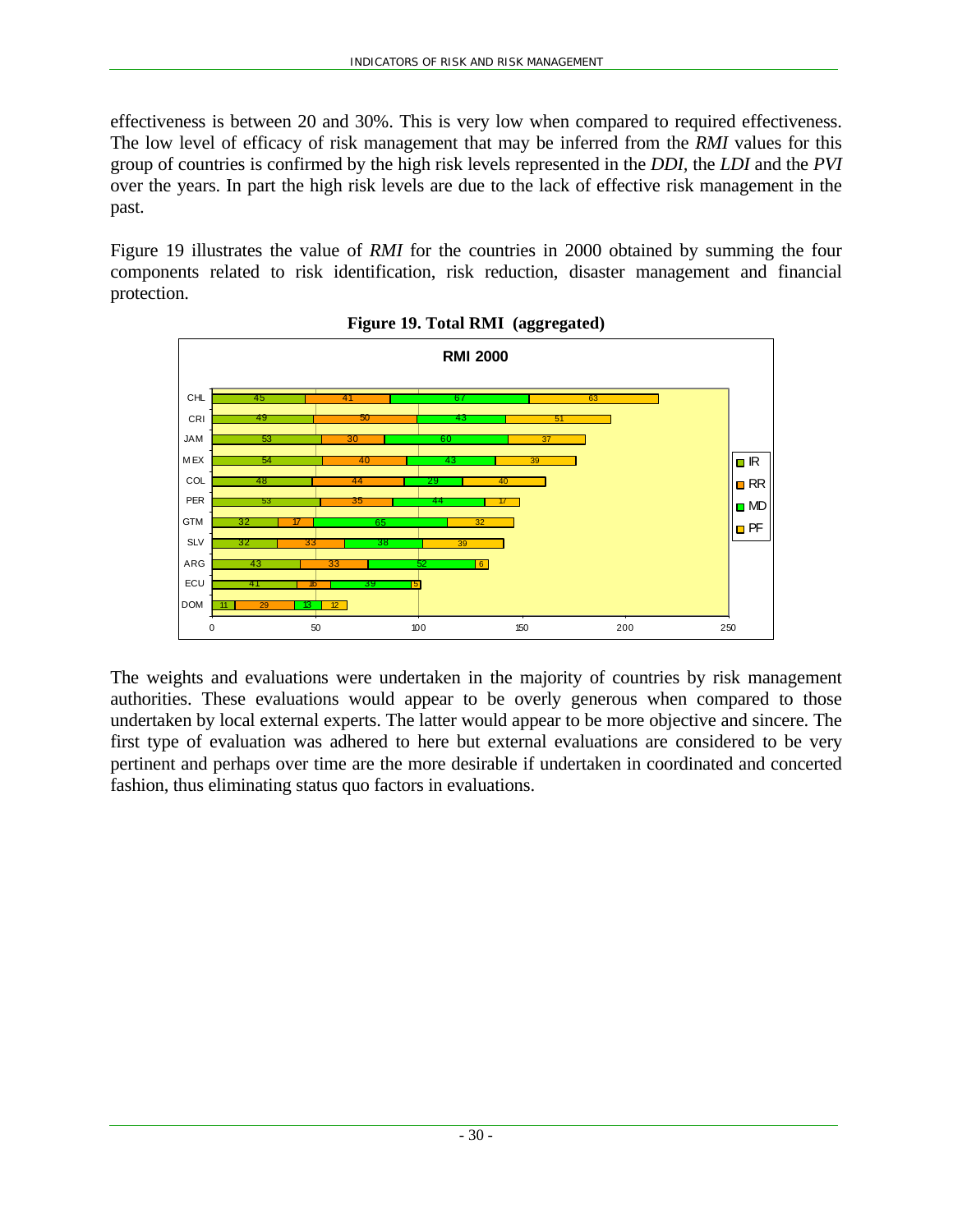effectiveness is between 20 and 30%. This is very low when compared to required effectiveness. The low level of efficacy of risk management that may be inferred from the *RMI* values for this group of countries is confirmed by the high risk levels represented in the *DDI*, the *LDI* and the *PVI* over the years. In part the high risk levels are due to the lack of effective risk management in the past.

Figure 19 illustrates the value of *RMI* for the countries in 2000 obtained by summing the four components related to risk identification, risk reduction, disaster management and financial protection.

**Figure 19. Total RMI (aggregated)**

**RMI 2000**

| Country | IR | RR | MD | PF |
|---|---|---|---|---|
| CHL | 45 | 41 | 67 | 63 |
| CRI | 49 | 50 | 43 | 51 |
| JAM | 53 | 30 | 60 | 37 |
| MEX | 54 | 40 | 43 | 39 |
| COL | 48 | 44 | 29 | 40 |
| PER | 53 | 35 | 44 | 17 |
| GTM | 32 | 17 | 65 | 32 |
| SLV | 32 | 33 | 38 | 39 |
| ARG | 43 | 33 | 52 | 6 |
| ECU | 41 | 16 | 39 | 5 |
| DOM | 11 | 29 | 13 | 12 |

The weights and evaluations were undertaken in the majority of countries by risk management authorities. These evaluations would appear to be overly generous when compared to those undertaken by local external experts. The latter would appear to be more objective and sincere. The first type of evaluation was adhered to here but external evaluations are considered to be very pertinent and perhaps over time are the more desirable if undertaken in coordinated and concerted fashion, thus eliminating status quo factors in evaluations.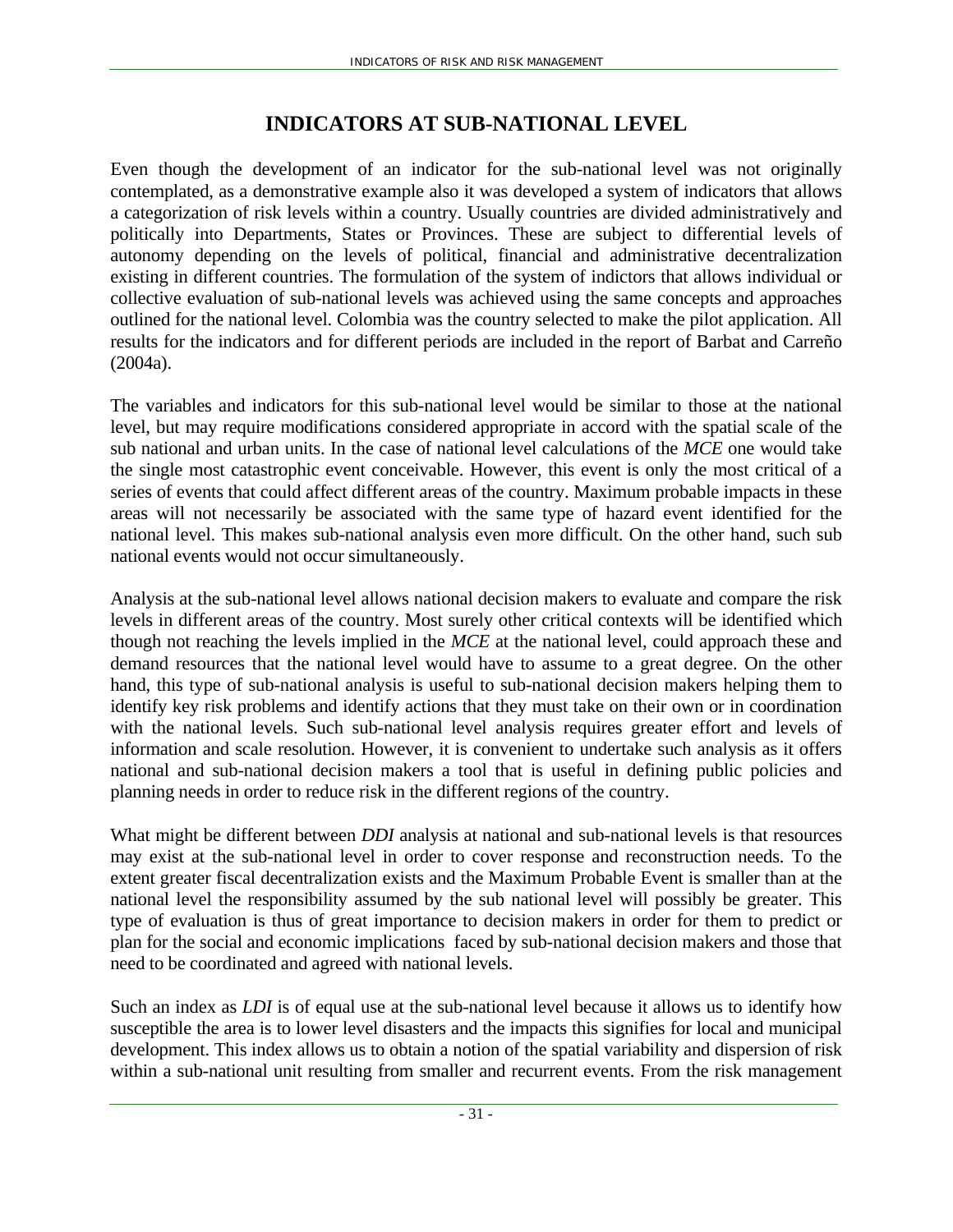# INDICATORS AT SUB-NATIONAL LEVEL

Even though the development of an indicator for the sub-national level was not originally contemplated, as a demonstrative example also it was developed a system of indicators that allows a categorization of risk levels within a country. Usually countries are divided administratively and politically into Departments, States or Provinces. These are subject to differential levels of autonomy depending on the levels of political, financial and administrative decentralization existing in different countries. The formulation of the system of indictors that allows individual or collective evaluation of sub-national levels was achieved using the same concepts and approaches outlined for the national level. Colombia was the country selected to make the pilot application. All results for the indicators and for different periods are included in the report of Barbat and Carreño (2004a).

The variables and indicators for this sub-national level would be similar to those at the national level, but may require modifications considered appropriate in accord with the spatial scale of the sub national and urban units. In the case of national level calculations of the *MCE* one would take the single most catastrophic event conceivable. However, this event is only the most critical of a series of events that could affect different areas of the country. Maximum probable impacts in these areas will not necessarily be associated with the same type of hazard event identified for the national level. This makes sub-national analysis even more difficult. On the other hand, such sub national events would not occur simultaneously.

Analysis at the sub-national level allows national decision makers to evaluate and compare the risk levels in different areas of the country. Most surely other critical contexts will be identified which though not reaching the levels implied in the *MCE* at the national level, could approach these and demand resources that the national level would have to assume to a great degree. On the other hand, this type of sub-national analysis is useful to sub-national decision makers helping them to identify key risk problems and identify actions that they must take on their own or in coordination with the national levels. Such sub-national level analysis requires greater effort and levels of information and scale resolution. However, it is convenient to undertake such analysis as it offers national and sub-national decision makers a tool that is useful in defining public policies and planning needs in order to reduce risk in the different regions of the country.

What might be different between *DDI* analysis at national and sub-national levels is that resources may exist at the sub-national level in order to cover response and reconstruction needs. To the extent greater fiscal decentralization exists and the Maximum Probable Event is smaller than at the national level the responsibility assumed by the sub national level will possibly be greater. This type of evaluation is thus of great importance to decision makers in order for them to predict or plan for the social and economic implications faced by sub-national decision makers and those that need to be coordinated and agreed with national levels.

Such an index as *LDI* is of equal use at the sub-national level because it allows us to identify how susceptible the area is to lower level disasters and the impacts this signifies for local and municipal development. This index allows us to obtain a notion of the spatial variability and dispersion of risk within a sub-national unit resulting from smaller and recurrent events. From the risk management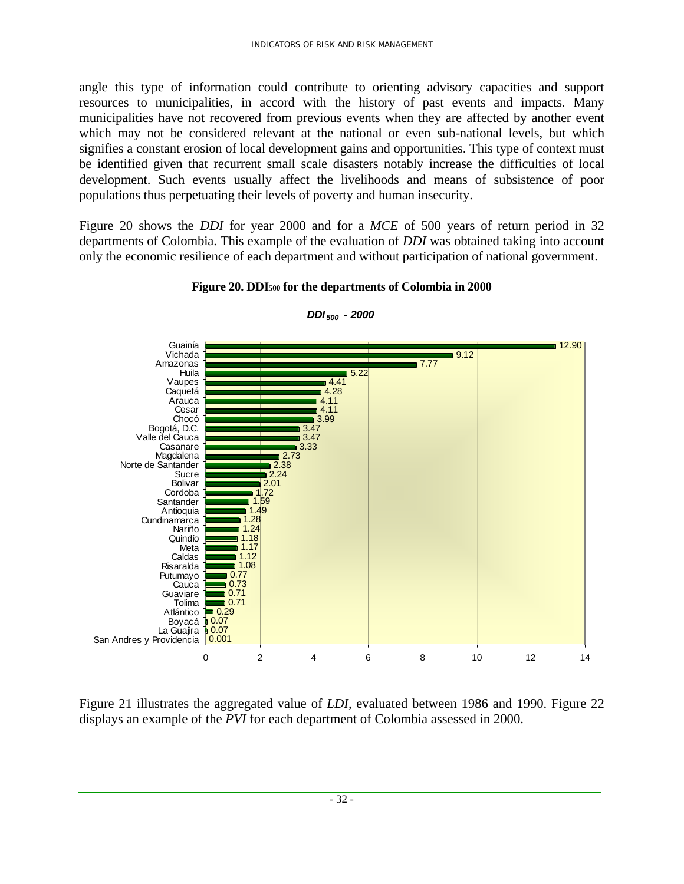angle this type of information could contribute to orienting advisory capacities and support resources to municipalities, in accord with the history of past events and impacts. Many municipalities have not recovered from previous events when they are affected by another event which may not be considered relevant at the national or even sub-national levels, but which signifies a constant erosion of local development gains and opportunities. This type of context must be identified given that recurrent small scale disasters notably increase the difficulties of local development. Such events usually affect the livelihoods and means of subsistence of poor populations thus perpetuating their levels of poverty and human insecurity.

Figure 20 shows the *DDI* for year 2000 and for a *MCE* of 500 years of return period in 32 departments of Colombia. This example of the evaluation of *DDI* was obtained taking into account only the economic resilience of each department and without participation of national government.

**Figure 20. $DDI_{500}$ for the departments of Colombia in 2000**

***$DDI_{500}$ - 2000***

| Department | $DDI_{500}$ |
|---|---|
| Guainía | 12.90 |
| Vichada | 9.12 |
| Amazonas | 7.77 |
| Huila | 5.22 |
| Vaupes | 4.41 |
| Caquetá | 4.28 |
| Arauca | 4.11 |
| Cesar | 4.11 |
| Chocó | 3.99 |
| Bogotá, D.C. | 3.47 |
| Valle del Cauca | 3.47 |
| Casanare | 3.33 |
| Magdalena | 2.73 |
| Norte de Santander | 2.38 |
| Sucre | 2.24 |
| Bolivar | 2.01 |
| Cordoba | 1.72 |
| Santander | 1.59 |
| Antioquia | 1.49 |
| Cundinamarca | 1.28 |
| Nariño | 1.24 |
| Quindío | 1.18 |
| Meta | 1.17 |
| Caldas | 1.12 |
| Risaralda | 1.08 |
| Putumayo | 0.77 |
| Cauca | 0.73 |
| Guaviare | 0.71 |
| Tolima | 0.71 |
| Atlántico | 0.29 |
| Boyacá | 0.07 |
| La Guajira | 0.07 |
| San Andres y Providencia | 0.001 |

Figure 21 illustrates the aggregated value of *LDI*, evaluated between 1986 and 1990. Figure 22 displays an example of the *PVI* for each department of Colombia assessed in 2000.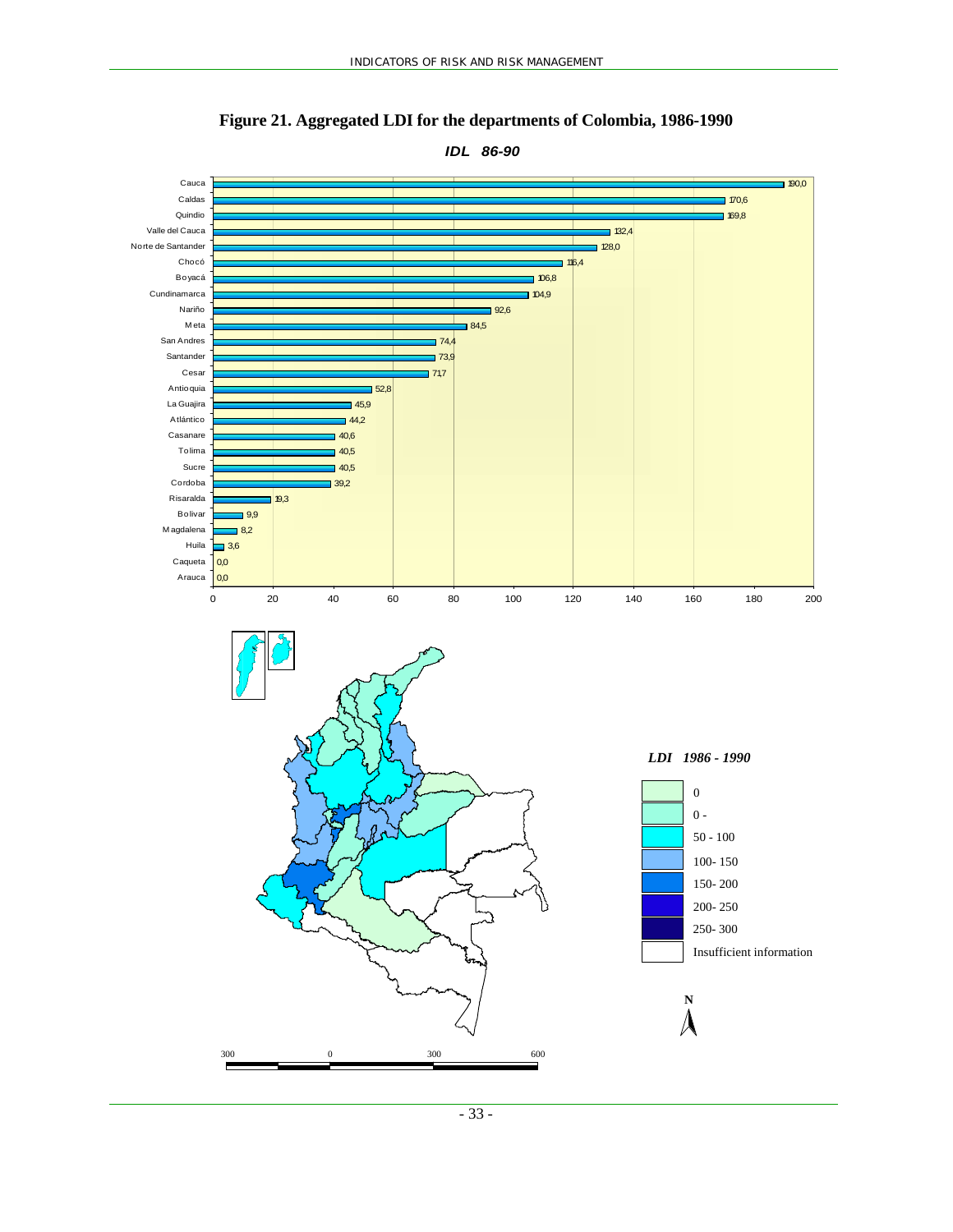**Figure 21. Aggregated LDI for the departments of Colombia, 1986-1990**

*IDL 86-90*

| Department | IDL 86-90 |
|---|---|
| Cauca | 190,0 |
| Caldas | 170,6 |
| Quindio | 169,8 |
| Valle del Cauca | 132,4 |
| Norte de Santander | 128,0 |
| Chocó | 116,4 |
| Boyacá | 106,8 |
| Cundinamarca | 104,9 |
| Nariño | 92,6 |
| Meta | 84,5 |
| San Andres | 74,4 |
| Santander | 73,9 |
| Cesar | 71,7 |
| Antioquia | 52,8 |
| La Guajira | 45,9 |
| Atlántico | 44,2 |
| Casanare | 40,6 |
| Tolima | 40,5 |
| Sucre | 40,5 |
| Cordoba | 39,2 |
| Risaralda | 19,3 |
| Bolivar | 9,9 |
| Magdalena | 8,2 |
| Huila | 3,6 |
| Caqueta | 0,0 |
| Arauca | 0,0 |

*LDI 1986 - 1990*

- 0
- 0 -
- 50 - 100
- 100- 150
- 150- 200
- 200- 250
- 250- 300
- Insufficient information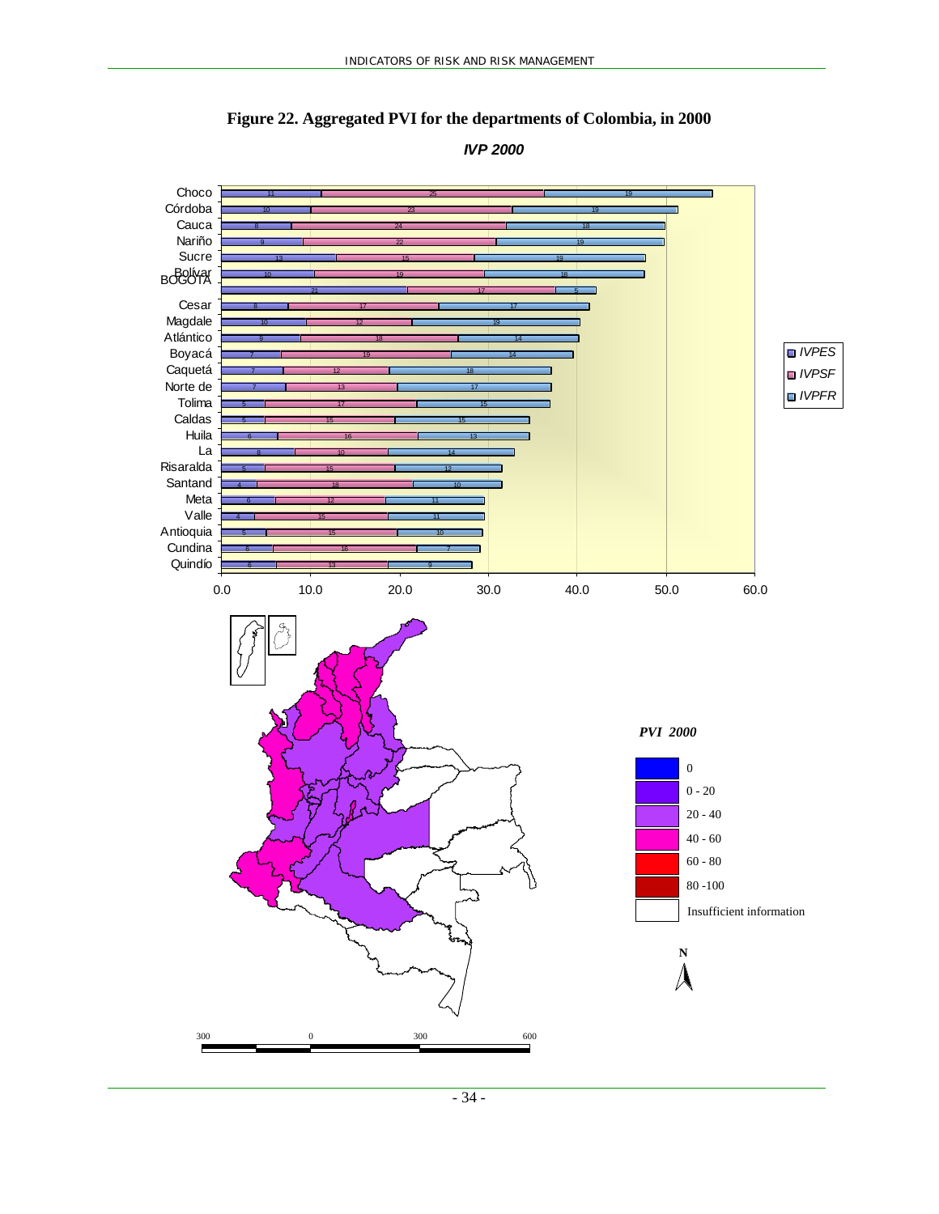**Figure 22. Aggregated PVI for the departments of Colombia, in 2000**

***IVP 2000***

| Department | IVPES | IVPSF | IVPFR |
|---|---|---|---|
| Choco | 11 | 25 | 19 |
| Córdoba | 10 | 23 | 19 |
| Cauca | 8 | 24 | 18 |
| Nariño | 9 | 22 | 19 |
| Sucre | 13 | 15 | 19 |
| Bolívar | 10 | 19 | 18 |
| BOGOTÁ | 21 | 17 | 5 |
| Cesar | 8 | 17 | 17 |
| Magdale | 10 | 12 | 19 |
| Atlántico | 9 | 18 | 14 |
| Boyacá | 7 | 19 | 14 |
| Caquetá | 7 | 12 | 18 |
| Norte de | 7 | 13 | 17 |
| Tolima | 5 | 17 | 15 |
| Caldas | 5 | 15 | 15 |
| Huila | 6 | 16 | 13 |
| La | 8 | 10 | 14 |
| Risaralda | 5 | 15 | 12 |
| Santand | 4 | 18 | 10 |
| Meta | 6 | 12 | 11 |
| Valle | 4 | 15 | 11 |
| Antioquia | 5 | 15 | 10 |
| Cundina | 6 | 16 | 7 |
| Quindío | 6 | 13 | 9 |

*PVI 2000*

- 0
- 0 - 20
- 20 - 40
- 40 - 60
- 60 - 80
- 80 -100
- Insufficient information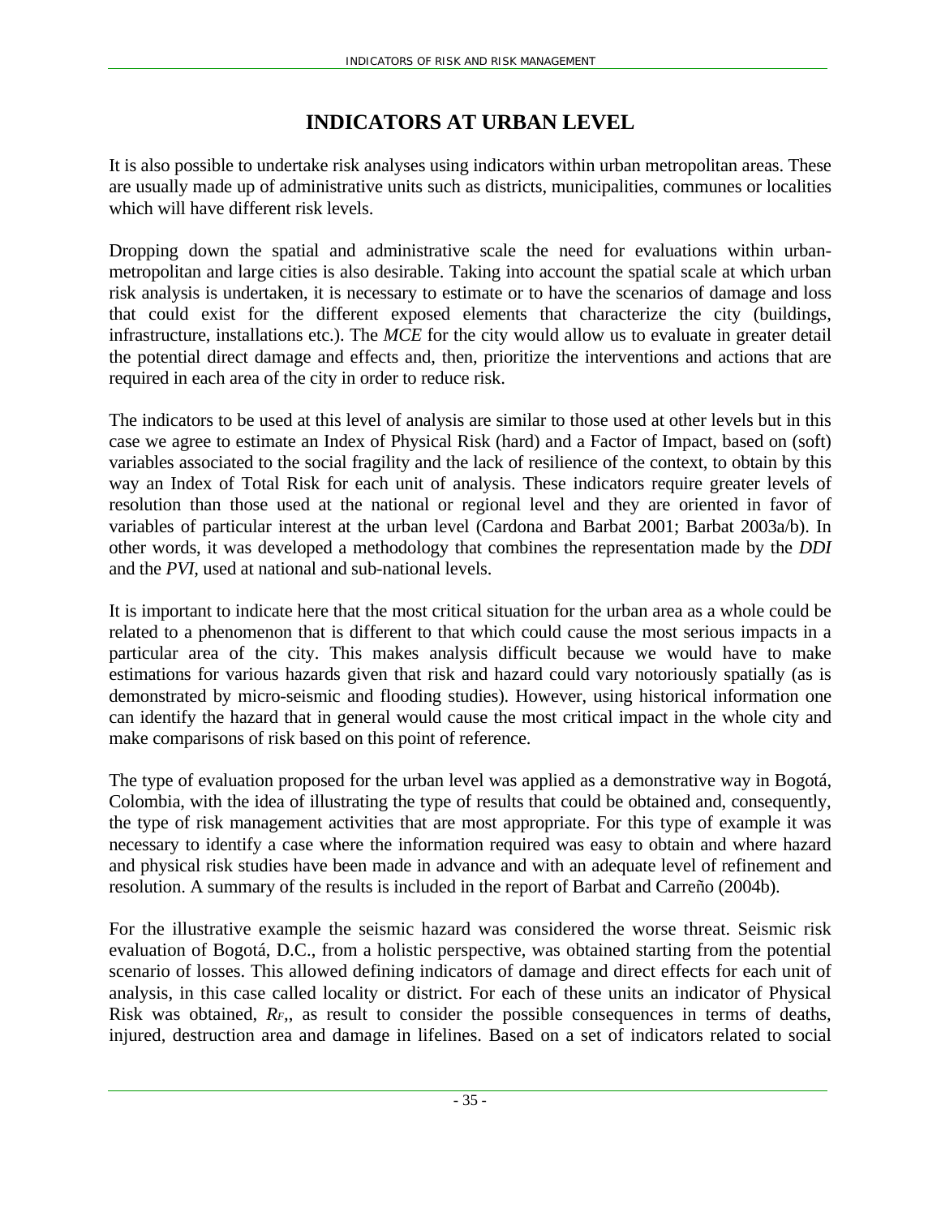# INDICATORS AT URBAN LEVEL

It is also possible to undertake risk analyses using indicators within urban metropolitan areas. These are usually made up of administrative units such as districts, municipalities, communes or localities which will have different risk levels.

Dropping down the spatial and administrative scale the need for evaluations within urban-metropolitan and large cities is also desirable. Taking into account the spatial scale at which urban risk analysis is undertaken, it is necessary to estimate or to have the scenarios of damage and loss that could exist for the different exposed elements that characterize the city (buildings, infrastructure, installations etc.). The *MCE* for the city would allow us to evaluate in greater detail the potential direct damage and effects and, then, prioritize the interventions and actions that are required in each area of the city in order to reduce risk.

The indicators to be used at this level of analysis are similar to those used at other levels but in this case we agree to estimate an Index of Physical Risk (hard) and a Factor of Impact, based on (soft) variables associated to the social fragility and the lack of resilience of the context, to obtain by this way an Index of Total Risk for each unit of analysis. These indicators require greater levels of resolution than those used at the national or regional level and they are oriented in favor of variables of particular interest at the urban level (Cardona and Barbat 2001; Barbat 2003a/b). In other words, it was developed a methodology that combines the representation made by the *DDI* and the *PVI*, used at national and sub-national levels.

It is important to indicate here that the most critical situation for the urban area as a whole could be related to a phenomenon that is different to that which could cause the most serious impacts in a particular area of the city. This makes analysis difficult because we would have to make estimations for various hazards given that risk and hazard could vary notoriously spatially (as is demonstrated by micro-seismic and flooding studies). However, using historical information one can identify the hazard that in general would cause the most critical impact in the whole city and make comparisons of risk based on this point of reference.

The type of evaluation proposed for the urban level was applied as a demonstrative way in Bogotá, Colombia, with the idea of illustrating the type of results that could be obtained and, consequently, the type of risk management activities that are most appropriate. For this type of example it was necessary to identify a case where the information required was easy to obtain and where hazard and physical risk studies have been made in advance and with an adequate level of refinement and resolution. A summary of the results is included in the report of Barbat and Carreño (2004b).

For the illustrative example the seismic hazard was considered the worse threat. Seismic risk evaluation of Bogotá, D.C., from a holistic perspective, was obtained starting from the potential scenario of losses. This allowed defining indicators of damage and direct effects for each unit of analysis, in this case called locality or district. For each of these units an indicator of Physical Risk was obtained, $R_F$,, as result to consider the possible consequences in terms of deaths, injured, destruction area and damage in lifelines. Based on a set of indicators related to social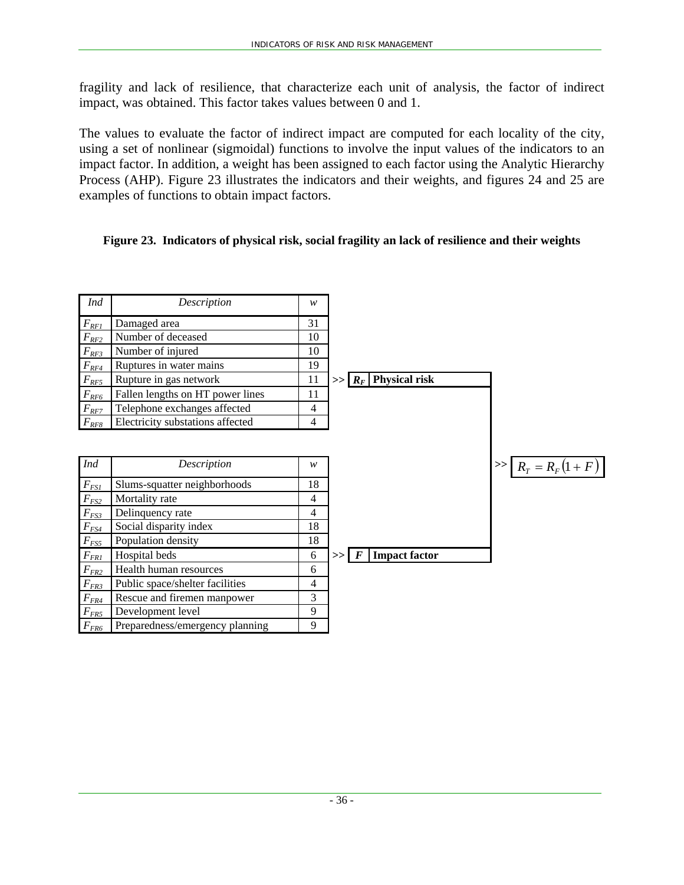fragility and lack of resilience, that characterize each unit of analysis, the factor of indirect impact, was obtained. This factor takes values between 0 and 1.

The values to evaluate the factor of indirect impact are computed for each locality of the city, using a set of nonlinear (sigmoidal) functions to involve the input values of the indicators to an impact factor. In addition, a weight has been assigned to each factor using the Analytic Hierarchy Process (AHP). Figure 23 illustrates the indicators and their weights, and figures 24 and 25 are examples of functions to obtain impact factors.

**Figure 23. Indicators of physical risk, social fragility an lack of resilience and their weights**

| *Ind* | *Description* | *w* |
|---|---|---|
| $F_{RF1}$ | Damaged area | 31 |
| $F_{RF2}$ | Number of deceased | 10 |
| $F_{RF3}$ | Number of injured | 10 |
| $F_{RF4}$ | Ruptures in water mains | 19 |
| $F_{RF5}$ | Rupture in gas network | 11 |
| $F_{RF6}$ | Fallen lengths on HT power lines | 11 |
| $F_{RF7}$ | Telephone exchanges affected | 4 |
| $F_{RF8}$ | Electricity substations affected | 4 |

>> $R_F$ **Physical risk**

| *Ind* | *Description* | *w* |
|---|---|---|
| $F_{FS1}$ | Slums-squatter neighborhoods | 18 |
| $F_{FS2}$ | Mortality rate | 4 |
| $F_{FS3}$ | Delinquency rate | 4 |
| $F_{FS4}$ | Social disparity index | 18 |
| $F_{FS5}$ | Population density | 18 |
| $F_{FR1}$ | Hospital beds | 6 |
| $F_{FR2}$ | Health human resources | 6 |
| $F_{FR3}$ | Public space/shelter facilities | 4 |
| $F_{FR4}$ | Rescue and firemen manpower | 3 |
| $F_{FR5}$ | Development level | 9 |
| $F_{FR6}$ | Preparedness/emergency planning | 9 |

>> $F$ **Impact factor**

>> $R_T = R_F(1+F)$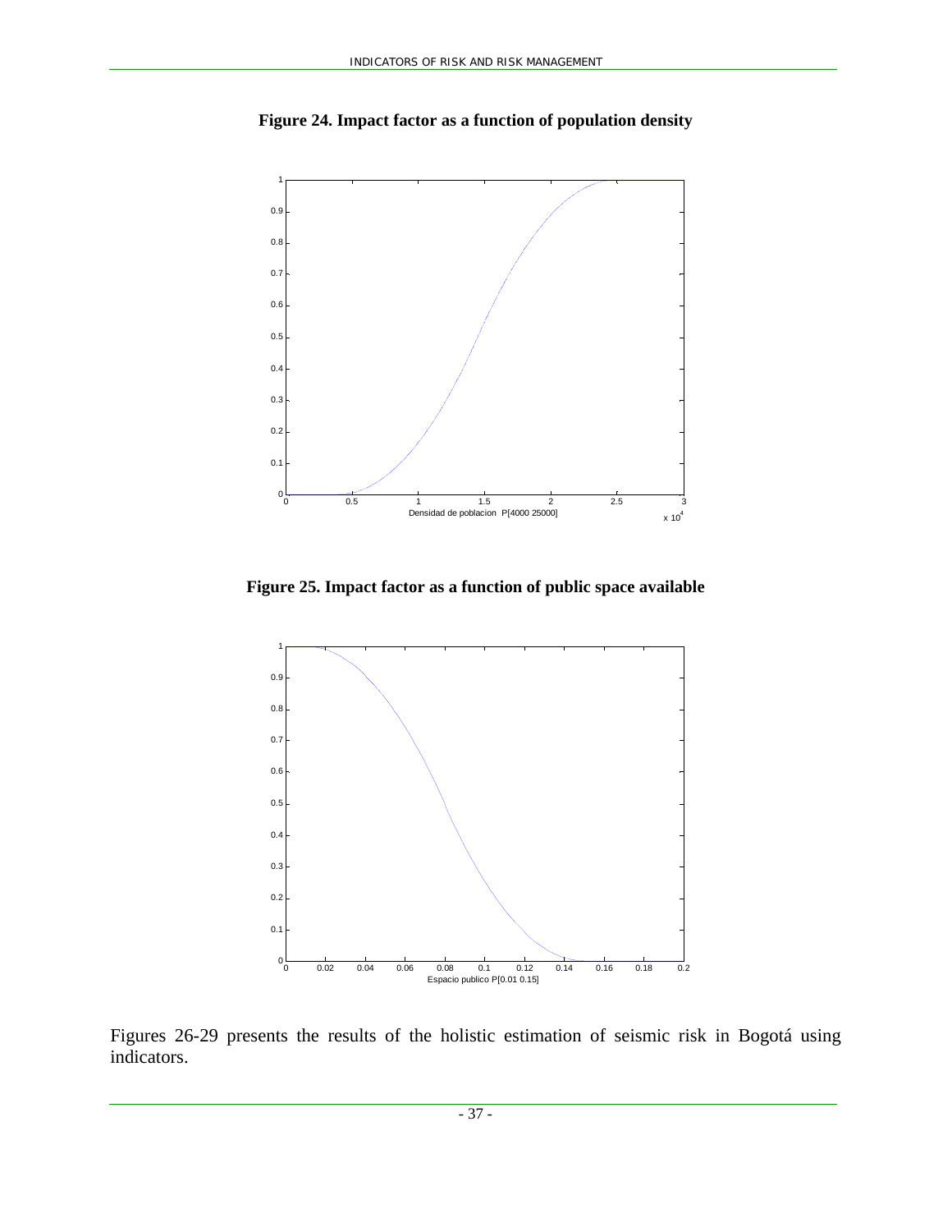**Figure 24. Impact factor as a function of population density**

**Figure 25. Impact factor as a function of public space available**

Figures 26-29 presents the results of the holistic estimation of seismic risk in Bogotá using indicators.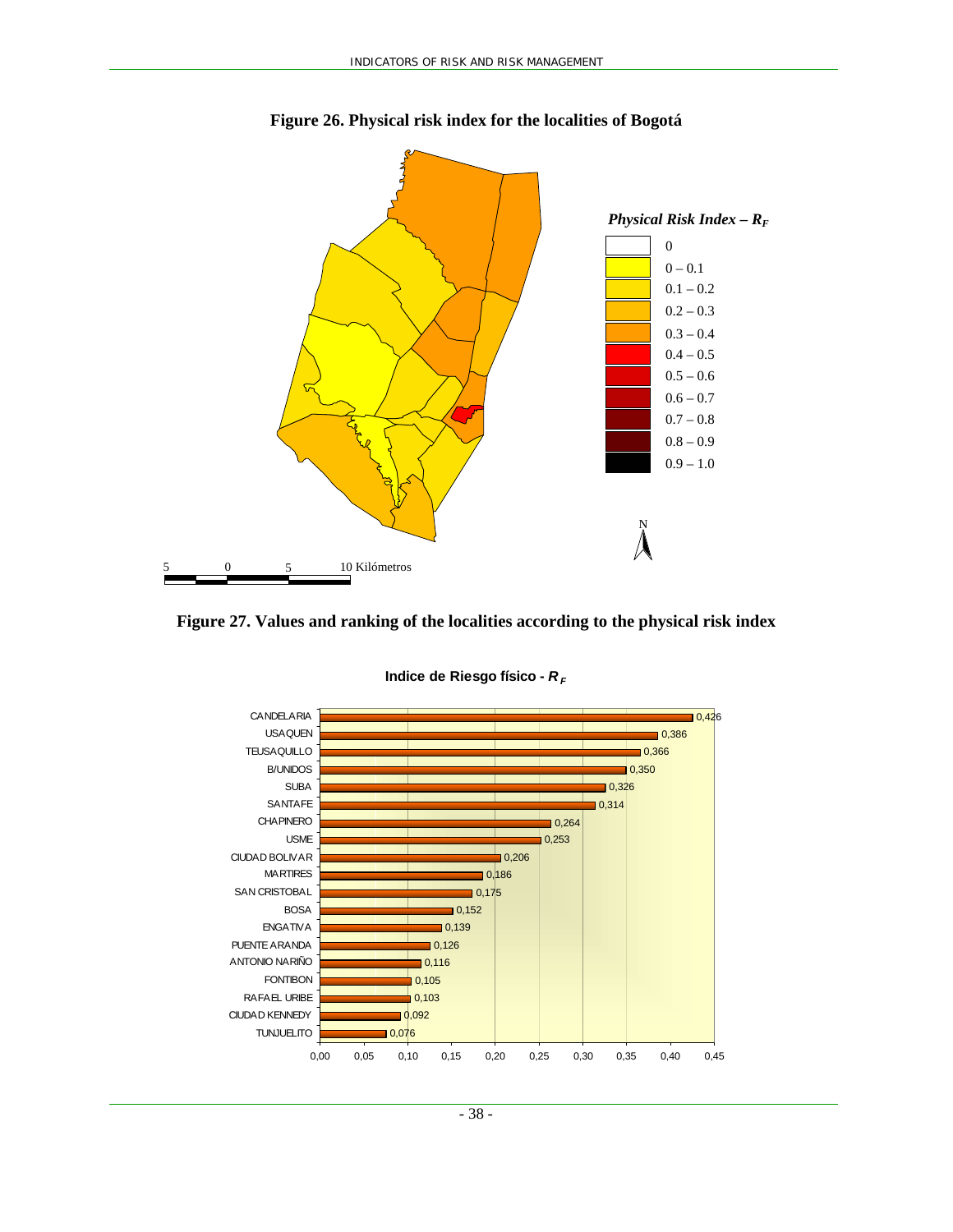**Figure 26. Physical risk index for the localities of Bogotá**

*Physical Risk Index – $R_F$*

| Range |
|---|
| 0 |
| 0 – 0.1 |
| 0.1 – 0.2 |
| 0.2 – 0.3 |
| 0.3 – 0.4 |
| 0.4 – 0.5 |
| 0.5 – 0.6 |
| 0.6 – 0.7 |
| 0.7 – 0.8 |
| 0.8 – 0.9 |
| 0.9 – 1.0 |

5 0 5 10 Kilómetros

N

**Figure 27. Values and ranking of the localities according to the physical risk index**

**Indice de Riesgo físico - $R_F$**

| Locality | $R_F$ |
|---|---|
| CANDELARIA | 0,426 |
| USAQUEN | 0,386 |
| TEUSAQUILLO | 0,366 |
| B/UNIDOS | 0,350 |
| SUBA | 0,326 |
| SANTAFE | 0,314 |
| CHAPINERO | 0,264 |
| USME | 0,253 |
| CIUDAD BOLIVAR | 0,206 |
| MARTIRES | 0,186 |
| SAN CRISTOBAL | 0,175 |
| BOSA | 0,152 |
| ENGATIVA | 0,139 |
| PUENTE ARANDA | 0,126 |
| ANTONIO NARIÑO | 0,116 |
| FONTIBON | 0,105 |
| RAFAEL URIBE | 0,103 |
| CIUDAD KENNEDY | 0,092 |
| TUNJUELITO | 0,076 |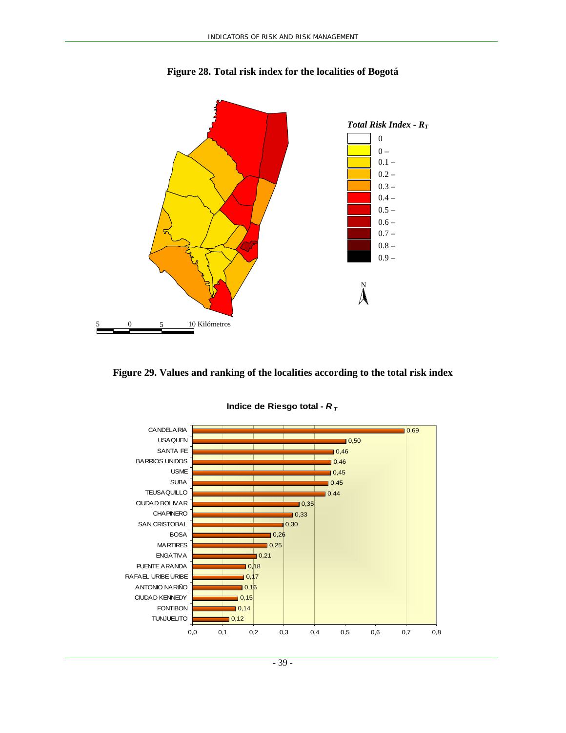**Figure 28. Total risk index for the localities of Bogotá**

*Total Risk Index - $R_T$*

| Legend |
|---|
| 0 |
| 0 – |
| 0.1 – |
| 0.2 – |
| 0.3 – |
| 0.4 – |
| 0.5 – |
| 0.6 – |
| 0.7 – |
| 0.8 – |
| 0.9 – |

N

5 0 5 10 Kilómetros

**Figure 29. Values and ranking of the localities according to the total risk index**

**Indice de Riesgo total - $R_T$**

| Locality | $R_T$ |
|---|---|
| CANDELARIA | 0,69 |
| USAQUEN | 0,50 |
| SANTA FE | 0,46 |
| BARRIOS UNIDOS | 0,46 |
| USME | 0,45 |
| SUBA | 0,45 |
| TEUSAQUILLO | 0,44 |
| CIUDAD BOLIVAR | 0,35 |
| CHAPINERO | 0,33 |
| SAN CRISTOBAL | 0,30 |
| BOSA | 0,26 |
| MARTIRES | 0,25 |
| ENGATIVA | 0,21 |
| PUENTE ARANDA | 0,18 |
| RAFAEL URIBE URIBE | 0,17 |
| ANTONIO NARIÑO | 0,16 |
| CIUDAD KENNEDY | 0,15 |
| FONTIBON | 0,14 |
| TUNJUELITO | 0,12 |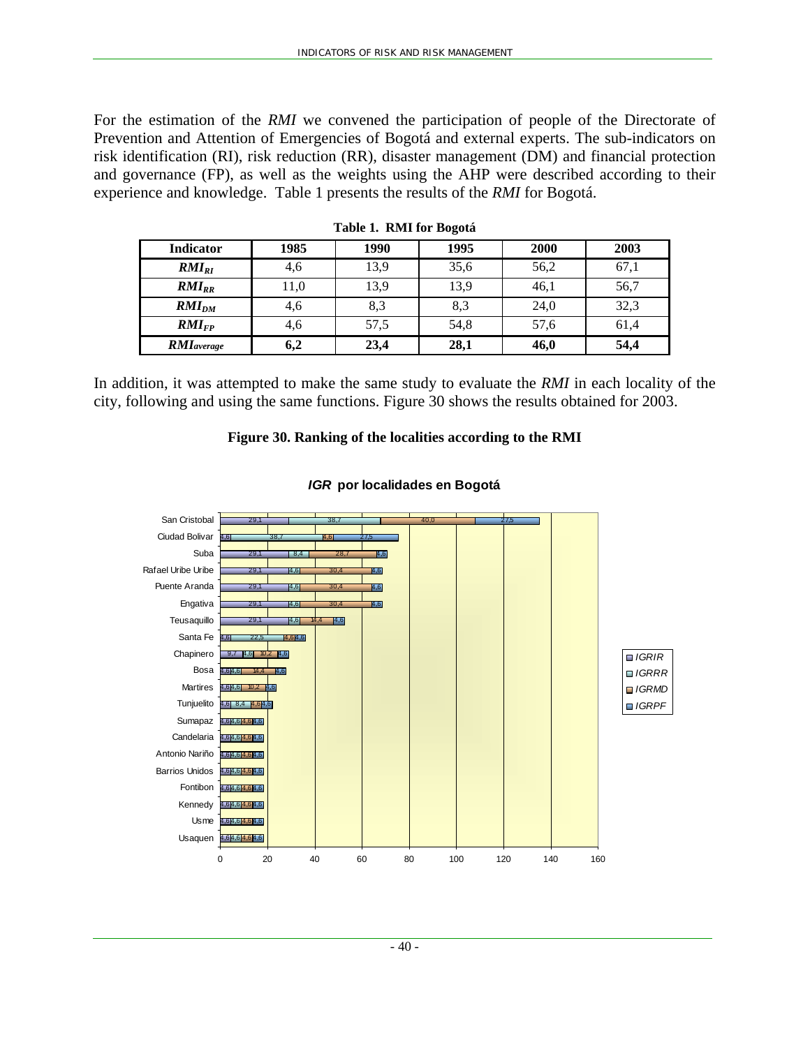For the estimation of the *RMI* we convened the participation of people of the Directorate of Prevention and Attention of Emergencies of Bogotá and external experts. The sub-indicators on risk identification (RI), risk reduction (RR), disaster management (DM) and financial protection and governance (FP), as well as the weights using the AHP were described according to their experience and knowledge. Table 1 presents the results of the *RMI* for Bogotá.

**Table 1. RMI for Bogotá**

| Indicator | 1985 | 1990 | 1995 | 2000 | 2003 |
|---|---|---|---|---|---|
| $RMI_{RI}$ | 4,6 | 13,9 | 35,6 | 56,2 | 67,1 |
| $RMI_{RR}$ | 11,0 | 13,9 | 13,9 | 46,1 | 56,7 |
| $RMI_{DM}$ | 4,6 | 8,3 | 8,3 | 24,0 | 32,3 |
| $RMI_{FP}$ | 4,6 | 57,5 | 54,8 | 57,6 | 61,4 |
| ***RMIaverage*** | **6,2** | **23,4** | **28,1** | **46,0** | **54,4** |

In addition, it was attempted to make the same study to evaluate the *RMI* in each locality of the city, following and using the same functions. Figure 30 shows the results obtained for 2003.

**Figure 30. Ranking of the localities according to the RMI**

***IGR* por localidades en Bogotá**

| Locality | IGRIR | IGRRR | IGRMD | IGRPF |
|---|---|---|---|---|
| San Cristobal | 29,1 | 38,7 | 40,0 | 27,5 |
| Ciudad Bolivar | 4,6 | 38,7 | 4,6 | 27,5 |
| Suba | 29,1 | 8,4 | 28,7 | 4,6 |
| Rafael Uribe Uribe | 29,1 | 4,6 | 30,4 | 4,6 |
| Puente Aranda | 29,1 | 4,6 | 30,4 | 4,6 |
| Engativa | 29,1 | 4,6 | 30,4 | 4,6 |
| Teusaquillo | 29,1 | 4,6 | 14,4 | 4,6 |
| Santa Fe | 4,6 | 22,5 | 4,6 | 4,6 |
| Chapinero | 9,7 | 4,6 | 10,2 | 4,6 |
| Bosa | 4,6 | 4,6 | 14,4 | 4,6 |
| Martires | 4,6 | 4,6 | 10,2 | 4,6 |
| Tunjuelito | 4,6 | 8,4 | 4,6 | 4,6 |
| Sumapaz | 4,6 | 4,6 | 4,6 | 4,6 |
| Candelaria | 4,6 | 4,6 | 4,6 | 4,6 |
| Antonio Nariño | 4,6 | 4,6 | 4,6 | 4,6 |
| Barrios Unidos | 4,6 | 4,6 | 4,6 | 4,6 |
| Fontibon | 4,6 | 4,6 | 4,6 | 4,6 |
| Kennedy | 4,6 | 4,6 | 4,6 | 4,6 |
| Usme | 4,6 | 4,6 | 4,6 | 4,6 |
| Usaquen | 4,6 | 4,6 | 4,6 | 4,6 |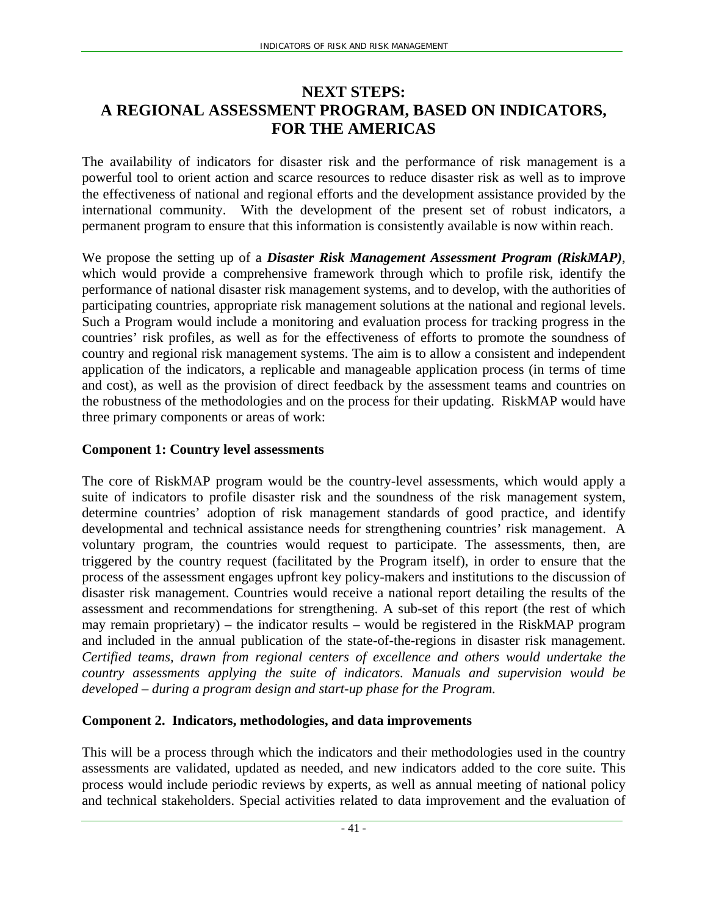# NEXT STEPS: A REGIONAL ASSESSMENT PROGRAM, BASED ON INDICATORS, FOR THE AMERICAS

The availability of indicators for disaster risk and the performance of risk management is a powerful tool to orient action and scarce resources to reduce disaster risk as well as to improve the effectiveness of national and regional efforts and the development assistance provided by the international community. With the development of the present set of robust indicators, a permanent program to ensure that this information is consistently available is now within reach.

We propose the setting up of a ***Disaster Risk Management Assessment Program (RiskMAP)***, which would provide a comprehensive framework through which to profile risk, identify the performance of national disaster risk management systems, and to develop, with the authorities of participating countries, appropriate risk management solutions at the national and regional levels. Such a Program would include a monitoring and evaluation process for tracking progress in the countries' risk profiles, as well as for the effectiveness of efforts to promote the soundness of country and regional risk management systems. The aim is to allow a consistent and independent application of the indicators, a replicable and manageable application process (in terms of time and cost), as well as the provision of direct feedback by the assessment teams and countries on the robustness of the methodologies and on the process for their updating. RiskMAP would have three primary components or areas of work:

### Component 1: Country level assessments

The core of RiskMAP program would be the country-level assessments, which would apply a suite of indicators to profile disaster risk and the soundness of the risk management system, determine countries' adoption of risk management standards of good practice, and identify developmental and technical assistance needs for strengthening countries' risk management. A voluntary program, the countries would request to participate. The assessments, then, are triggered by the country request (facilitated by the Program itself), in order to ensure that the process of the assessment engages upfront key policy-makers and institutions to the discussion of disaster risk management. Countries would receive a national report detailing the results of the assessment and recommendations for strengthening. A sub-set of this report (the rest of which may remain proprietary) – the indicator results – would be registered in the RiskMAP program and included in the annual publication of the state-of-the-regions in disaster risk management. *Certified teams, drawn from regional centers of excellence and others would undertake the country assessments applying the suite of indicators. Manuals and supervision would be developed – during a program design and start-up phase for the Program.*

### Component 2. Indicators, methodologies, and data improvements

This will be a process through which the indicators and their methodologies used in the country assessments are validated, updated as needed, and new indicators added to the core suite. This process would include periodic reviews by experts, as well as annual meeting of national policy and technical stakeholders. Special activities related to data improvement and the evaluation of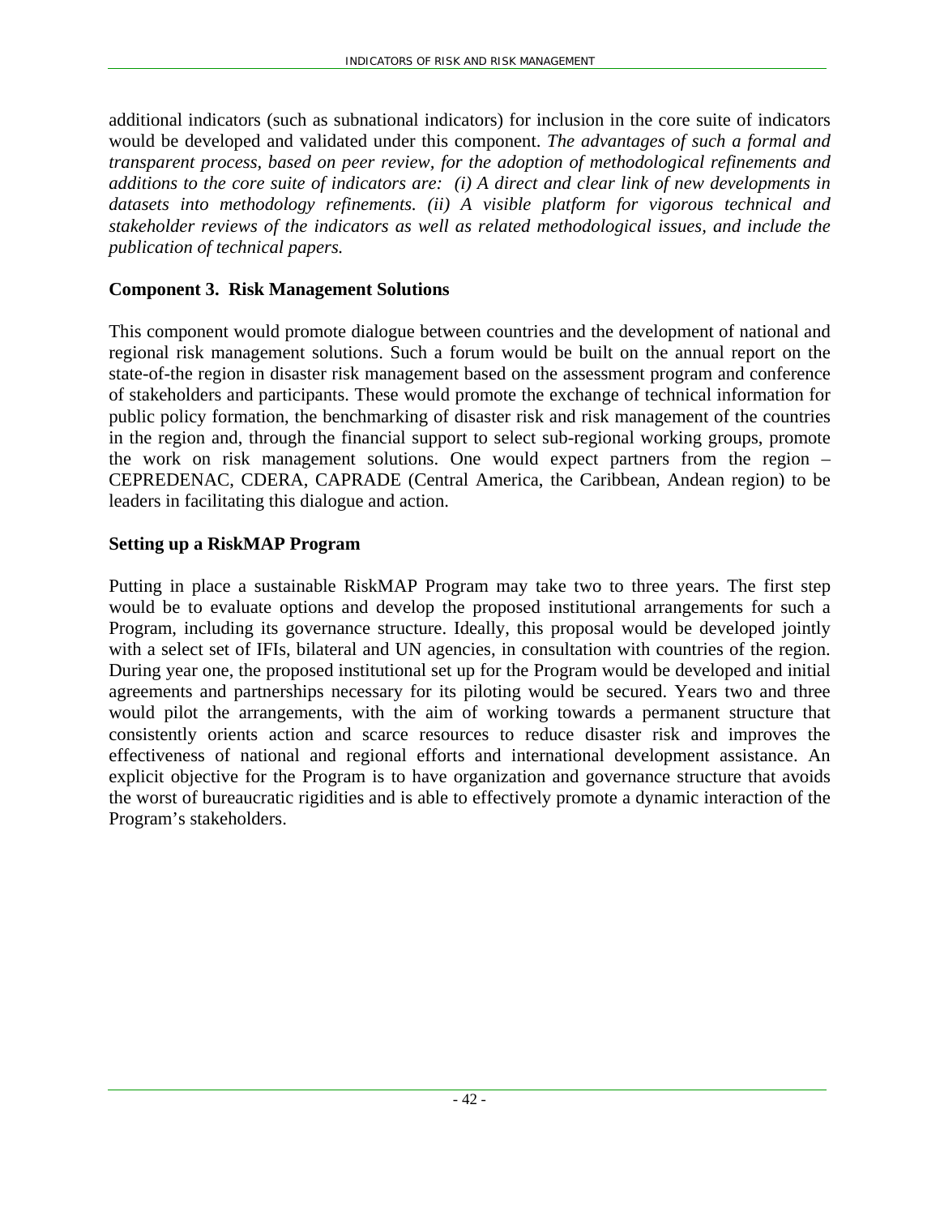additional indicators (such as subnational indicators) for inclusion in the core suite of indicators would be developed and validated under this component. *The advantages of such a formal and transparent process, based on peer review, for the adoption of methodological refinements and additions to the core suite of indicators are: (i) A direct and clear link of new developments in datasets into methodology refinements. (ii) A visible platform for vigorous technical and stakeholder reviews of the indicators as well as related methodological issues, and include the publication of technical papers.*

### Component 3. Risk Management Solutions

This component would promote dialogue between countries and the development of national and regional risk management solutions. Such a forum would be built on the annual report on the state-of-the region in disaster risk management based on the assessment program and conference of stakeholders and participants. These would promote the exchange of technical information for public policy formation, the benchmarking of disaster risk and risk management of the countries in the region and, through the financial support to select sub-regional working groups, promote the work on risk management solutions. One would expect partners from the region – CEPREDENAC, CDERA, CAPRADE (Central America, the Caribbean, Andean region) to be leaders in facilitating this dialogue and action.

### Setting up a RiskMAP Program

Putting in place a sustainable RiskMAP Program may take two to three years. The first step would be to evaluate options and develop the proposed institutional arrangements for such a Program, including its governance structure. Ideally, this proposal would be developed jointly with a select set of IFIs, bilateral and UN agencies, in consultation with countries of the region. During year one, the proposed institutional set up for the Program would be developed and initial agreements and partnerships necessary for its piloting would be secured. Years two and three would pilot the arrangements, with the aim of working towards a permanent structure that consistently orients action and scarce resources to reduce disaster risk and improves the effectiveness of national and regional efforts and international development assistance. An explicit objective for the Program is to have organization and governance structure that avoids the worst of bureaucratic rigidities and is able to effectively promote a dynamic interaction of the Program's stakeholders.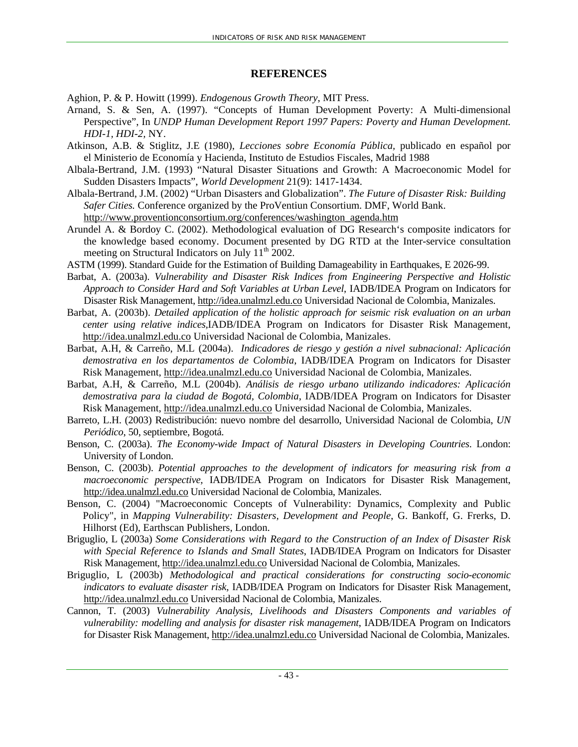## REFERENCES

Aghion, P. & P. Howitt (1999). *Endogenous Growth Theory*, MIT Press.

Arnand, S. & Sen, A. (1997). "Concepts of Human Development Poverty: A Multi-dimensional Perspective", In *UNDP Human Development Report 1997 Papers: Poverty and Human Development. HDI-1, HDI-2*, NY.

Atkinson, A.B. & Stiglitz, J.E (1980), *Lecciones sobre Economía Pública*, publicado en español por el Ministerio de Economía y Hacienda, Instituto de Estudios Fiscales, Madrid 1988

Albala-Bertrand, J.M. (1993) "Natural Disaster Situations and Growth: A Macroeconomic Model for Sudden Disasters Impacts", *World Development* 21(9): 1417-1434.

Albala-Bertrand, J.M. (2002) "Urban Disasters and Globalization". *The Future of Disaster Risk: Building Safer Cities.* Conference organized by the ProVentiun Consortium. DMF, World Bank. http://www.proventionconsortium.org/conferences/washington_agenda.htm

Arundel A. & Bordoy C. (2002). Methodological evaluation of DG Research's composite indicators for the knowledge based economy. Document presented by DG RTD at the Inter-service consultation meeting on Structural Indicators on July 11th 2002.

ASTM (1999). Standard Guide for the Estimation of Building Damageability in Earthquakes, E 2026-99.

Barbat, A. (2003a). *Vulnerability and Disaster Risk Indices from Engineering Perspective and Holistic Approach to Consider Hard and Soft Variables at Urban Level*, IADB/IDEA Program on Indicators for Disaster Risk Management, http://idea.unalmzl.edu.co Universidad Nacional de Colombia, Manizales.

Barbat, A. (2003b). *Detailed application of the holistic approach for seismic risk evaluation on an urban center using relative indices*,IADB/IDEA Program on Indicators for Disaster Risk Management, http://idea.unalmzl.edu.co Universidad Nacional de Colombia, Manizales.

Barbat, A.H, & Carreño, M.L (2004a). *Indicadores de riesgo y gestión a nivel subnacional: Aplicación demostrativa en los departamentos de Colombia*, IADB/IDEA Program on Indicators for Disaster Risk Management, http://idea.unalmzl.edu.co Universidad Nacional de Colombia, Manizales.

Barbat, A.H, & Carreño, M.L (2004b). *Análisis de riesgo urbano utilizando indicadores: Aplicación demostrativa para la ciudad de Bogotá, Colombia*, IADB/IDEA Program on Indicators for Disaster Risk Management, http://idea.unalmzl.edu.co Universidad Nacional de Colombia, Manizales.

Barreto, L.H. (2003) Redistribución: nuevo nombre del desarrollo, Universidad Nacional de Colombia, *UN Periódico*, 50, septiembre, Bogotá.

Benson, C. (2003a). *The Economy-wide Impact of Natural Disasters in Developing Countries*. London: University of London.

Benson, C. (2003b). *Potential approaches to the development of indicators for measuring risk from a macroeconomic perspective*, IADB/IDEA Program on Indicators for Disaster Risk Management, http://idea.unalmzl.edu.co Universidad Nacional de Colombia, Manizales.

Benson, C. (2004) "Macroeconomic Concepts of Vulnerability: Dynamics, Complexity and Public Policy", in *Mapping Vulnerability: Disasters, Development and People*, G. Bankoff, G. Frerks, D. Hilhorst (Ed), Earthscan Publishers, London.

Briguglio, L (2003a) *Some Considerations with Regard to the Construction of an Index of Disaster Risk with Special Reference to Islands and Small States*, IADB/IDEA Program on Indicators for Disaster Risk Management, http://idea.unalmzl.edu.co Universidad Nacional de Colombia, Manizales.

Briguglio, L (2003b) *Methodological and practical considerations for constructing socio-economic indicators to evaluate disaster risk,* IADB/IDEA Program on Indicators for Disaster Risk Management, http://idea.unalmzl.edu.co Universidad Nacional de Colombia, Manizales.

Cannon, T. (2003) *Vulnerability Analysis, Livelihoods and Disasters Components and variables of vulnerability: modelling and analysis for disaster risk management*, IADB/IDEA Program on Indicators for Disaster Risk Management, http://idea.unalmzl.edu.co Universidad Nacional de Colombia, Manizales.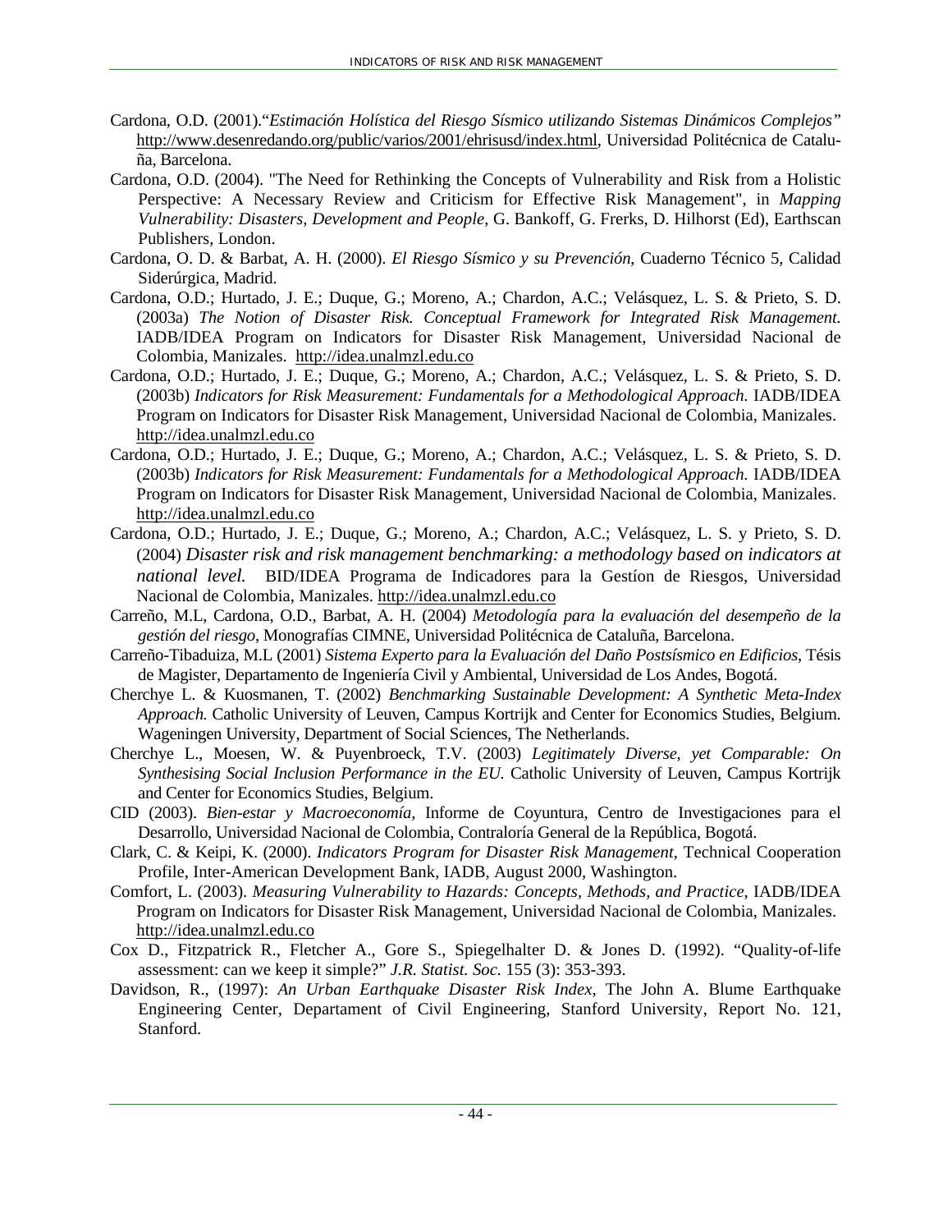Cardona, O.D. (2001).“*Estimación Holística del Riesgo Sísmico utilizando Sistemas Dinámicos Complejos”* http://www.desenredando.org/public/varios/2001/ehrisusd/index.html, Universidad Politécnica de Cataluña, Barcelona.

Cardona, O.D. (2004). "The Need for Rethinking the Concepts of Vulnerability and Risk from a Holistic Perspective: A Necessary Review and Criticism for Effective Risk Management", in *Mapping Vulnerability: Disasters, Development and People*, G. Bankoff, G. Frerks, D. Hilhorst (Ed), Earthscan Publishers, London.

Cardona, O. D. & Barbat, A. H. (2000). *El Riesgo Sísmico y su Prevención*, Cuaderno Técnico 5, Calidad Siderúrgica, Madrid.

Cardona, O.D.; Hurtado, J. E.; Duque, G.; Moreno, A.; Chardon, A.C.; Velásquez, L. S. & Prieto, S. D. (2003a) *The Notion of Disaster Risk. Conceptual Framework for Integrated Risk Management.* IADB/IDEA Program on Indicators for Disaster Risk Management, Universidad Nacional de Colombia, Manizales. http://idea.unalmzl.edu.co

Cardona, O.D.; Hurtado, J. E.; Duque, G.; Moreno, A.; Chardon, A.C.; Velásquez, L. S. & Prieto, S. D. (2003b) *Indicators for Risk Measurement: Fundamentals for a Methodological Approach.* IADB/IDEA Program on Indicators for Disaster Risk Management, Universidad Nacional de Colombia, Manizales. http://idea.unalmzl.edu.co

Cardona, O.D.; Hurtado, J. E.; Duque, G.; Moreno, A.; Chardon, A.C.; Velásquez, L. S. & Prieto, S. D. (2003b) *Indicators for Risk Measurement: Fundamentals for a Methodological Approach.* IADB/IDEA Program on Indicators for Disaster Risk Management, Universidad Nacional de Colombia, Manizales. http://idea.unalmzl.edu.co

Cardona, O.D.; Hurtado, J. E.; Duque, G.; Moreno, A.; Chardon, A.C.; Velásquez, L. S. y Prieto, S. D. (2004) *Disaster risk and risk management benchmarking: a methodology based on indicators at national level.* BID/IDEA Programa de Indicadores para la Gestíon de Riesgos, Universidad Nacional de Colombia, Manizales. http://idea.unalmzl.edu.co

Carreño, M.L, Cardona, O.D., Barbat, A. H. (2004) *Metodología para la evaluación del desempeño de la gestión del riesgo*, Monografías CIMNE, Universidad Politécnica de Cataluña, Barcelona.

Carreño-Tibaduiza, M.L (2001) *Sistema Experto para la Evaluación del Daño Postsísmico en Edificios*, Tésis de Magister, Departamento de Ingeniería Civil y Ambiental, Universidad de Los Andes, Bogotá.

Cherchye L. & Kuosmanen, T. (2002) *Benchmarking Sustainable Development: A Synthetic Meta-Index Approach.* Catholic University of Leuven, Campus Kortrijk and Center for Economics Studies, Belgium. Wageningen University, Department of Social Sciences, The Netherlands.

Cherchye L., Moesen, W. & Puyenbroeck, T.V. (2003) *Legitimately Diverse, yet Comparable: On Synthesising Social Inclusion Performance in the EU.* Catholic University of Leuven, Campus Kortrijk and Center for Economics Studies, Belgium.

CID (2003). *Bien-estar y Macroeconomía*, Informe de Coyuntura, Centro de Investigaciones para el Desarrollo, Universidad Nacional de Colombia, Contraloría General de la República, Bogotá.

Clark, C. & Keipi, K. (2000). *Indicators Program for Disaster Risk Management,* Technical Cooperation Profile, Inter-American Development Bank, IADB, August 2000, Washington.

Comfort, L. (2003). *Measuring Vulnerability to Hazards: Concepts, Methods, and Practice*, IADB/IDEA Program on Indicators for Disaster Risk Management, Universidad Nacional de Colombia, Manizales. http://idea.unalmzl.edu.co

Cox D., Fitzpatrick R., Fletcher A., Gore S., Spiegelhalter D. & Jones D. (1992). “Quality-of-life assessment: can we keep it simple?” *J.R. Statist. Soc.* 155 (3): 353-393.

Davidson, R., (1997): *An Urban Earthquake Disaster Risk Index*, The John A. Blume Earthquake Engineering Center, Departament of Civil Engineering, Stanford University, Report No. 121, Stanford.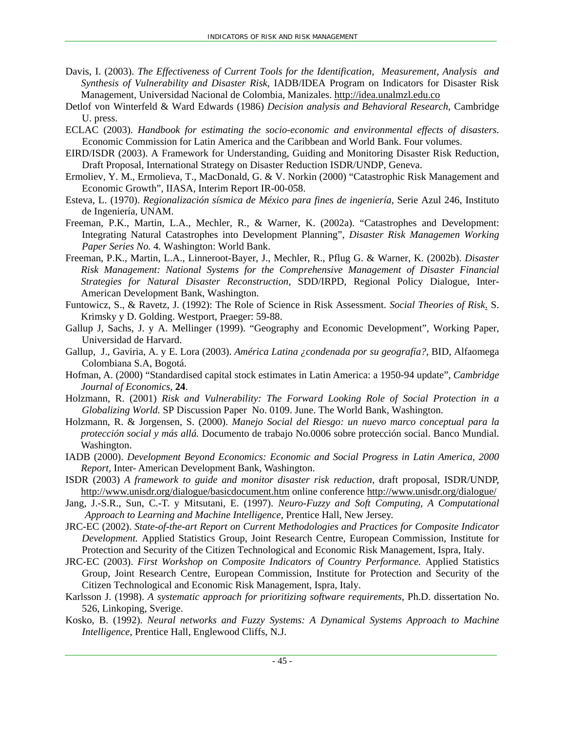Davis, I. (2003). *The Effectiveness of Current Tools for the Identification, Measurement, Analysis and Synthesis of Vulnerability and Disaster Risk*, IADB/IDEA Program on Indicators for Disaster Risk Management, Universidad Nacional de Colombia, Manizales. http://idea.unalmzl.edu.co

Detlof von Winterfeld & Ward Edwards (1986) *Decision analysis and Behavioral Research*, Cambridge U. press.

ECLAC (2003). *Handbook for estimating the socio-economic and environmental effects of disasters.* Economic Commission for Latin America and the Caribbean and World Bank. Four volumes.

EIRD/ISDR (2003). A Framework for Understanding, Guiding and Monitoring Disaster Risk Reduction, Draft Proposal, International Strategy on Disaster Reduction ISDR/UNDP, Geneva.

Ermoliev, Y. M., Ermolieva, T., MacDonald, G. & V. Norkin (2000) "Catastrophic Risk Management and Economic Growth", IIASA, Interim Report IR-00-058.

Esteva, L. (1970). *Regionalización sísmica de México para fines de ingeniería*, Serie Azul 246, Instituto de Ingeniería, UNAM.

Freeman, P.K., Martin, L.A., Mechler, R., & Warner, K. (2002a). "Catastrophes and Development: Integrating Natural Catastrophes into Development Planning", *Disaster Risk Managemen Working Paper Series No.* 4*.* Washington: World Bank.

Freeman, P.K., Martin, L.A., Linneroot-Bayer, J., Mechler, R., Pflug G. & Warner, K. (2002b). *Disaster Risk Management: National Systems for the Comprehensive Management of Disaster Financial Strategies for Natural Disaster Reconstruction,* SDD/IRPD, Regional Policy Dialogue, Inter-American Development Bank, Washington.

Funtowicz, S., & Ravetz, J. (1992): The Role of Science in Risk Assessment. *Social Theories of Risk*. S. Krimsky y D. Golding. Westport, Praeger: 59-88.

Gallup J, Sachs, J. y A. Mellinger (1999). "Geography and Economic Development", Working Paper, Universidad de Harvard.

Gallup, J., Gaviria, A. y E. Lora (2003). *América Latina ¿condenada por su geografía?*, BID, Alfaomega Colombiana S.A, Bogotá.

Hofman, A. (2000) "Standardised capital stock estimates in Latin America: a 1950-94 update", *Cambridge Journal of Economics*, **24**.

Holzmann, R. (2001) *Risk and Vulnerability: The Forward Looking Role of Social Protection in a Globalizing World.* SP Discussion Paper No. 0109. June. The World Bank, Washington.

Holzmann, R. & Jorgensen, S. (2000). *Manejo Social del Riesgo: un nuevo marco conceptual para la protección social y más allá.* Documento de trabajo No.0006 sobre protección social. Banco Mundial. Washington.

IADB (2000). *Development Beyond Economics: Economic and Social Progress in Latin America, 2000 Report*, Inter- American Development Bank, Washington.

ISDR (2003) *A framework to guide and monitor disaster risk reduction*, draft proposal, ISDR/UNDP, http://www.unisdr.org/dialogue/basicdocument.htm online conference http://www.unisdr.org/dialogue/

Jang, J.-S.R., Sun, C.-T. y Mitsutani, E. (1997). *Neuro-Fuzzy and Soft Computing, A Computational Approach to Learning and Machine Intelligence*, Prentice Hall, New Jersey.

JRC-EC (2002). *State-of-the-art Report on Current Methodologies and Practices for Composite Indicator Development.* Applied Statistics Group, Joint Research Centre, European Commission, Institute for Protection and Security of the Citizen Technological and Economic Risk Management, Ispra, Italy.

JRC-EC (2003). *First Workshop on Composite Indicators of Country Performance.* Applied Statistics Group, Joint Research Centre, European Commission, Institute for Protection and Security of the Citizen Technological and Economic Risk Management, Ispra, Italy.

Karlsson J. (1998). *A systematic approach for prioritizing software requirements*, Ph.D. dissertation No. 526, Linkoping, Sverige.

Kosko, B. (1992). *Neural networks and Fuzzy Systems: A Dynamical Systems Approach to Machine Intelligence*, Prentice Hall, Englewood Cliffs, N.J.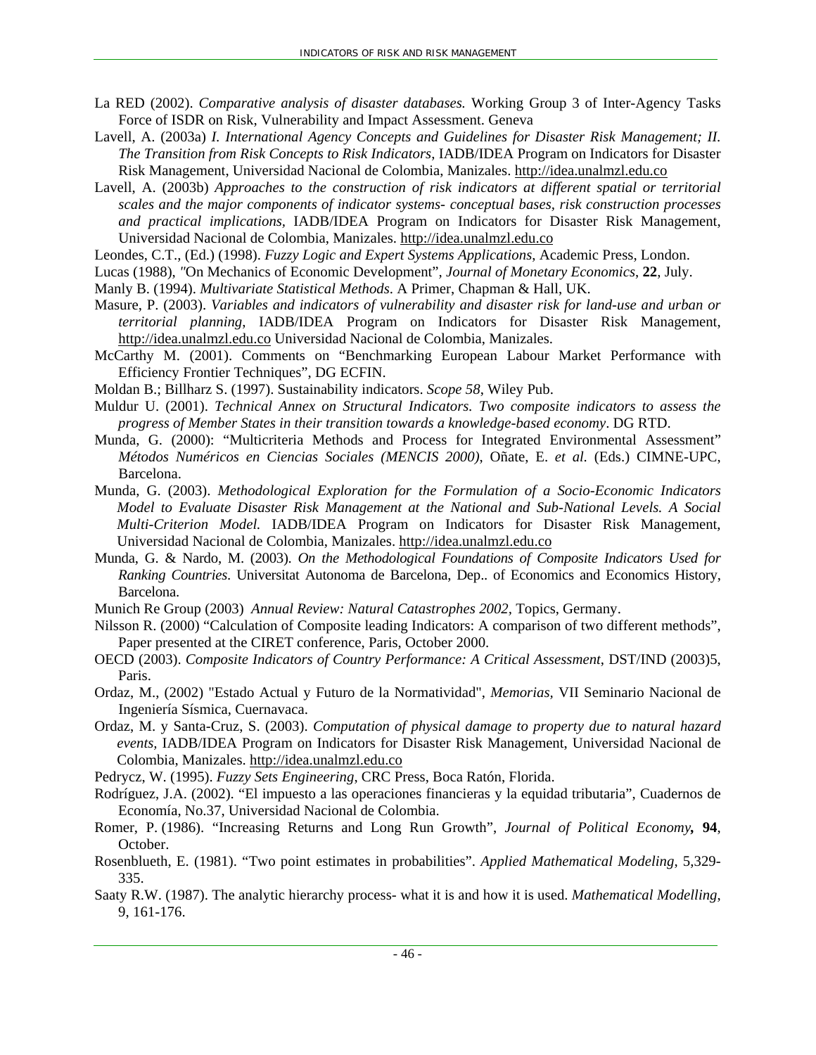La RED (2002). *Comparative analysis of disaster databases.* Working Group 3 of Inter-Agency Tasks Force of ISDR on Risk, Vulnerability and Impact Assessment. Geneva

Lavell, A. (2003a) *I. International Agency Concepts and Guidelines for Disaster Risk Management; II. The Transition from Risk Concepts to Risk Indicators*, IADB/IDEA Program on Indicators for Disaster Risk Management, Universidad Nacional de Colombia, Manizales. http://idea.unalmzl.edu.co

Lavell, A. (2003b) *Approaches to the construction of risk indicators at different spatial or territorial scales and the major components of indicator systems- conceptual bases, risk construction processes and practical implications*, IADB/IDEA Program on Indicators for Disaster Risk Management, Universidad Nacional de Colombia, Manizales. http://idea.unalmzl.edu.co

Leondes, C.T., (Ed.) (1998). *Fuzzy Logic and Expert Systems Applications*, Academic Press, London.

Lucas (1988), "On Mechanics of Economic Development", *Journal of Monetary Economics*, **22**, July.

Manly B. (1994). *Multivariate Statistical Methods*. A Primer, Chapman & Hall, UK.

Masure, P. (2003). *Variables and indicators of vulnerability and disaster risk for land-use and urban or territorial planning*, IADB/IDEA Program on Indicators for Disaster Risk Management, http://idea.unalmzl.edu.co Universidad Nacional de Colombia, Manizales.

McCarthy M. (2001). Comments on "Benchmarking European Labour Market Performance with Efficiency Frontier Techniques", DG ECFIN.

Moldan B.; Billharz S. (1997). Sustainability indicators. *Scope 58*, Wiley Pub.

Muldur U. (2001). *Technical Annex on Structural Indicators. Two composite indicators to assess the progress of Member States in their transition towards a knowledge-based economy*. DG RTD.

Munda, G. (2000): "Multicriteria Methods and Process for Integrated Environmental Assessment" *Métodos Numéricos en Ciencias Sociales (MENCIS 2000)*, Oñate, E. *et al.* (Eds.) CIMNE-UPC, Barcelona.

Munda, G. (2003). *Methodological Exploration for the Formulation of a Socio-Economic Indicators Model to Evaluate Disaster Risk Management at the National and Sub-National Levels. A Social Multi-Criterion Model.* IADB/IDEA Program on Indicators for Disaster Risk Management, Universidad Nacional de Colombia, Manizales. http://idea.unalmzl.edu.co

Munda, G. & Nardo, M. (2003). *On the Methodological Foundations of Composite Indicators Used for Ranking Countries*. Universitat Autonoma de Barcelona, Dep.. of Economics and Economics History, Barcelona.

Munich Re Group (2003) *Annual Review: Natural Catastrophes 2002*, Topics, Germany.

Nilsson R. (2000) "Calculation of Composite leading Indicators: A comparison of two different methods", Paper presented at the CIRET conference, Paris, October 2000.

OECD (2003). *Composite Indicators of Country Performance: A Critical Assessment*, DST/IND (2003)5, Paris.

Ordaz, M., (2002) "Estado Actual y Futuro de la Normatividad", *Memorias*, VII Seminario Nacional de Ingeniería Sísmica, Cuernavaca.

Ordaz, M. y Santa-Cruz, S. (2003). *Computation of physical damage to property due to natural hazard events*, IADB/IDEA Program on Indicators for Disaster Risk Management, Universidad Nacional de Colombia, Manizales. http://idea.unalmzl.edu.co

Pedrycz, W. (1995). *Fuzzy Sets Engineering*, CRC Press, Boca Ratón, Florida.

Rodríguez, J.A. (2002). "El impuesto a las operaciones financieras y la equidad tributaria", Cuadernos de Economía, No.37, Universidad Nacional de Colombia.

Romer, P. (1986). "Increasing Returns and Long Run Growth", *Journal of Political Economy***, 94**, October.

Rosenblueth, E. (1981). "Two point estimates in probabilities". *Applied Mathematical Modeling*, 5,329-335.

Saaty R.W. (1987). The analytic hierarchy process- what it is and how it is used. *Mathematical Modelling*, 9, 161-176.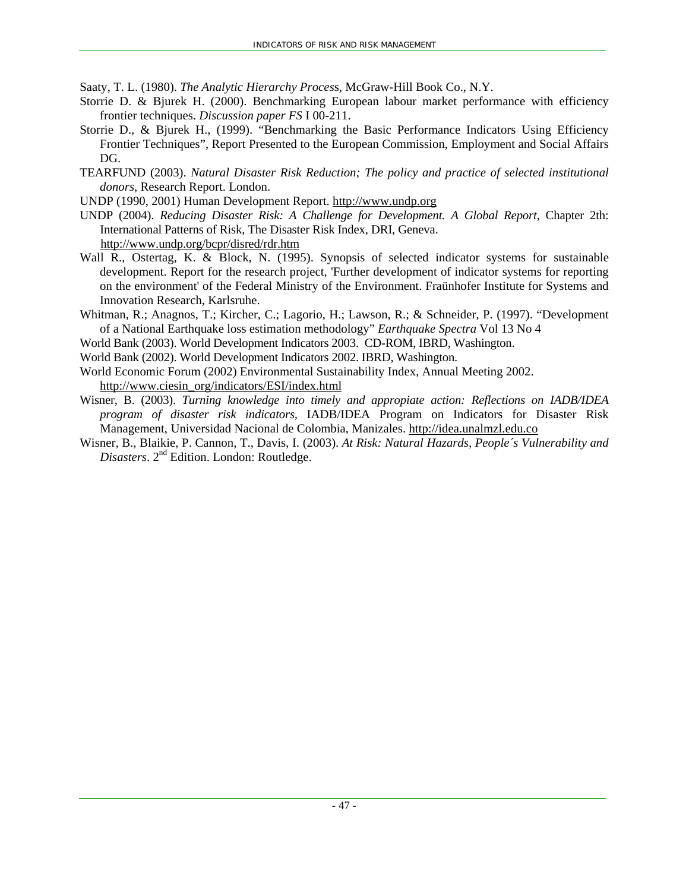Saaty, T. L. (1980). *The Analytic Hierarchy Process*, McGraw-Hill Book Co., N.Y.

Storrie D. & Bjurek H. (2000). Benchmarking European labour market performance with efficiency frontier techniques. *Discussion paper FS* I 00-211.

Storrie D., & Bjurek H., (1999). "Benchmarking the Basic Performance Indicators Using Efficiency Frontier Techniques", Report Presented to the European Commission, Employment and Social Affairs DG.

TEARFUND (2003). *Natural Disaster Risk Reduction; The policy and practice of selected institutional donors*, Research Report. London.

UNDP (1990, 2001) Human Development Report. http://www.undp.org

UNDP (2004). *Reducing Disaster Risk: A Challenge for Development. A Global Report*, Chapter 2th: International Patterns of Risk, The Disaster Risk Index, DRI, Geneva. http://www.undp.org/bcpr/disred/rdr.htm

Wall R., Ostertag, K. & Block, N. (1995). Synopsis of selected indicator systems for sustainable development. Report for the research project, 'Further development of indicator systems for reporting on the environment' of the Federal Ministry of the Environment. Fraünhofer Institute for Systems and Innovation Research, Karlsruhe.

Whitman, R.; Anagnos, T.; Kircher, C.; Lagorio, H.; Lawson, R.; & Schneider, P. (1997). "Development of a National Earthquake loss estimation methodology" *Earthquake Spectra* Vol 13 No 4

World Bank (2003). World Development Indicators 2003. CD-ROM, IBRD, Washington.

World Bank (2002). World Development Indicators 2002. IBRD, Washington.

World Economic Forum (2002) Environmental Sustainability Index, Annual Meeting 2002. http://www.ciesin_org/indicators/ESI/index.html

Wisner, B. (2003). *Turning knowledge into timely and appropiate action: Reflections on IADB/IDEA program of disaster risk indicators*, IADB/IDEA Program on Indicators for Disaster Risk Management, Universidad Nacional de Colombia, Manizales. http://idea.unalmzl.edu.co

Wisner, B., Blaikie, P. Cannon, T., Davis, I. (2003). *At Risk: Natural Hazards, People´s Vulnerability and Disasters*. 2nd Edition. London: Routledge.